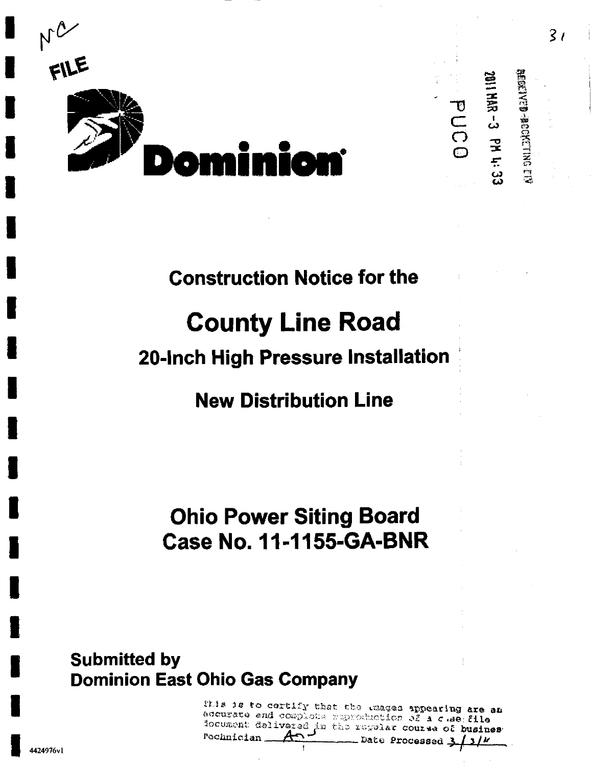NC

FILE

Dominion

RECEIVED-DOCKETING DIV

2011 MAR -3 PM 4:33

PUCO

# Construction Notice for the

# County Line Road

## 20-Inch High Pressure Installation

## New Distribution Line

# Ohio Power Siting Board
# Case No. 11-1155-GA-BNR

**Submitted by**
**Dominion East Ohio Gas Company**

This is to certify that the images appearing are an accurate and complete reproduction of a case file document delivered in the regular course of business Technician AS Date Processed 3/3/11

4424976v1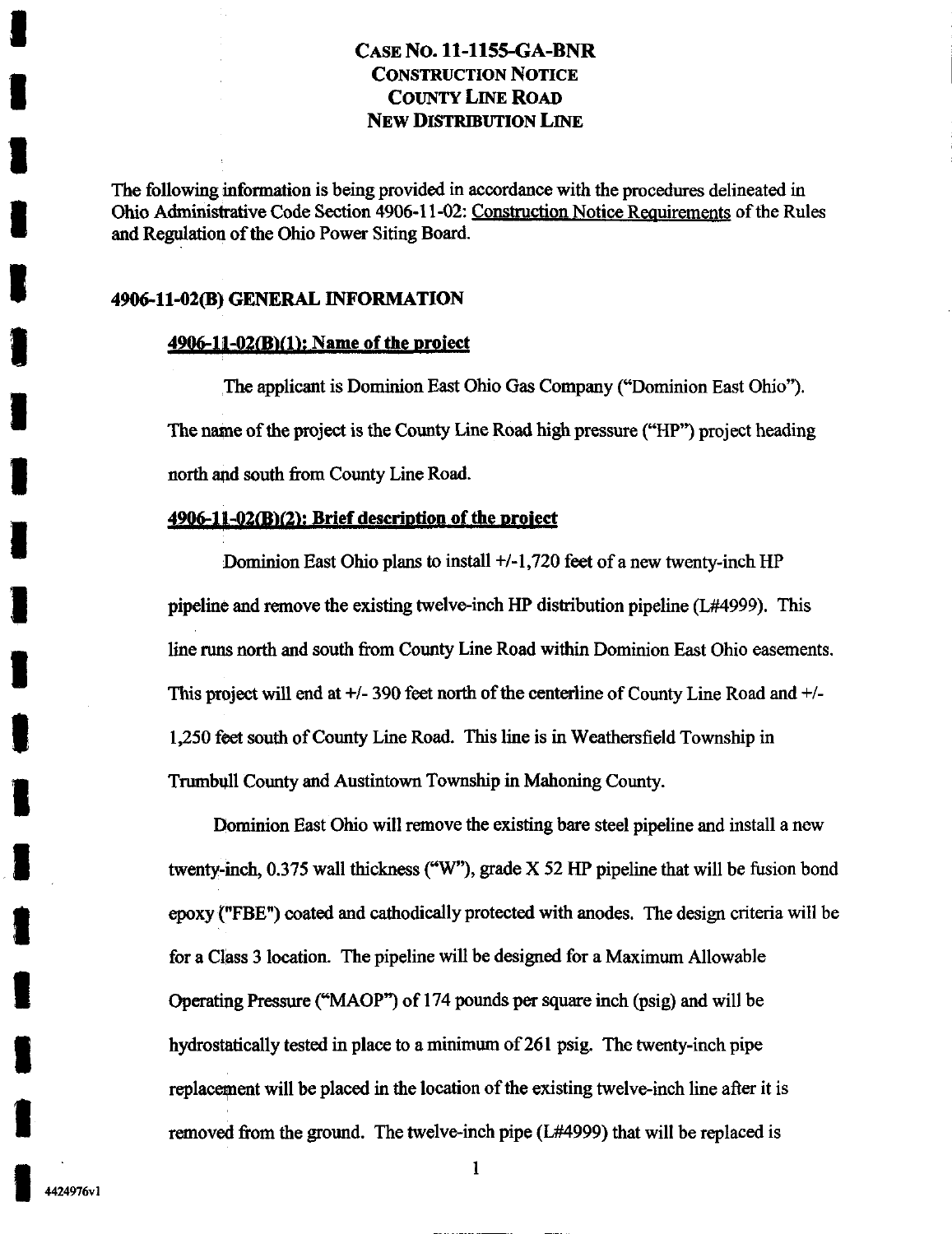**CASE NO. 11-1155-GA-BNR**
**CONSTRUCTION NOTICE**
**COUNTY LINE ROAD**
**NEW DISTRIBUTION LINE**

The following information is being provided in accordance with the procedures delineated in Ohio Administrative Code Section 4906-11-02: Construction Notice Requirements of the Rules and Regulation of the Ohio Power Siting Board.

## 4906-11-02(B) GENERAL INFORMATION

### 4906-11-02(B)(1): Name of the project

The applicant is Dominion East Ohio Gas Company ("Dominion East Ohio"). The name of the project is the County Line Road high pressure ("HP") project heading north and south from County Line Road.

### 4906-11-02(B)(2): Brief description of the project

Dominion East Ohio plans to install +/-1,720 feet of a new twenty-inch HP pipeline and remove the existing twelve-inch HP distribution pipeline (L#4999). This line runs north and south from County Line Road within Dominion East Ohio easements. This project will end at +/- 390 feet north of the centerline of County Line Road and +/- 1,250 feet south of County Line Road. This line is in Weathersfield Township in Trumbull County and Austintown Township in Mahoning County.

Dominion East Ohio will remove the existing bare steel pipeline and install a new twenty-inch, 0.375 wall thickness ("W"), grade X 52 HP pipeline that will be fusion bond epoxy ("FBE") coated and cathodically protected with anodes. The design criteria will be for a Class 3 location. The pipeline will be designed for a Maximum Allowable Operating Pressure ("MAOP") of 174 pounds per square inch (psig) and will be hydrostatically tested in place to a minimum of 261 psig. The twenty-inch pipe replacement will be placed in the location of the existing twelve-inch line after it is removed from the ground. The twelve-inch pipe (L#4999) that will be replaced is

4424976v1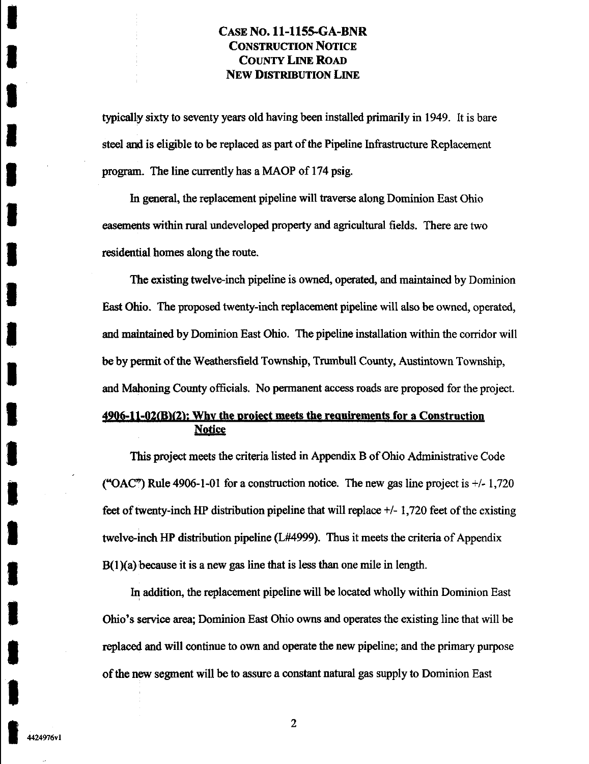typically sixty to seventy years old having been installed primarily in 1949. It is bare steel and is eligible to be replaced as part of the Pipeline Infrastructure Replacement program. The line currently has a MAOP of 174 psig.

In general, the replacement pipeline will traverse along Dominion East Ohio easements within rural undeveloped property and agricultural fields. There are two residential homes along the route.

The existing twelve-inch pipeline is owned, operated, and maintained by Dominion East Ohio. The proposed twenty-inch replacement pipeline will also be owned, operated, and maintained by Dominion East Ohio. The pipeline installation within the corridor will be by permit of the Weathersfield Township, Trumbull County, Austintown Township, and Mahoning County officials. No permanent access roads are proposed for the project.

**4906-11-02(B)(2): Why the project meets the requirements for a Construction Notice**

This project meets the criteria listed in Appendix B of Ohio Administrative Code ("OAC") Rule 4906-1-01 for a construction notice. The new gas line project is +/- 1,720 feet of twenty-inch HP distribution pipeline that will replace +/- 1,720 feet of the existing twelve-inch HP distribution pipeline (L#4999). Thus it meets the criteria of Appendix B(1)(a) because it is a new gas line that is less than one mile in length.

In addition, the replacement pipeline will be located wholly within Dominion East Ohio's service area; Dominion East Ohio owns and operates the existing line that will be replaced and will continue to own and operate the new pipeline; and the primary purpose of the new segment will be to assure a constant natural gas supply to Dominion East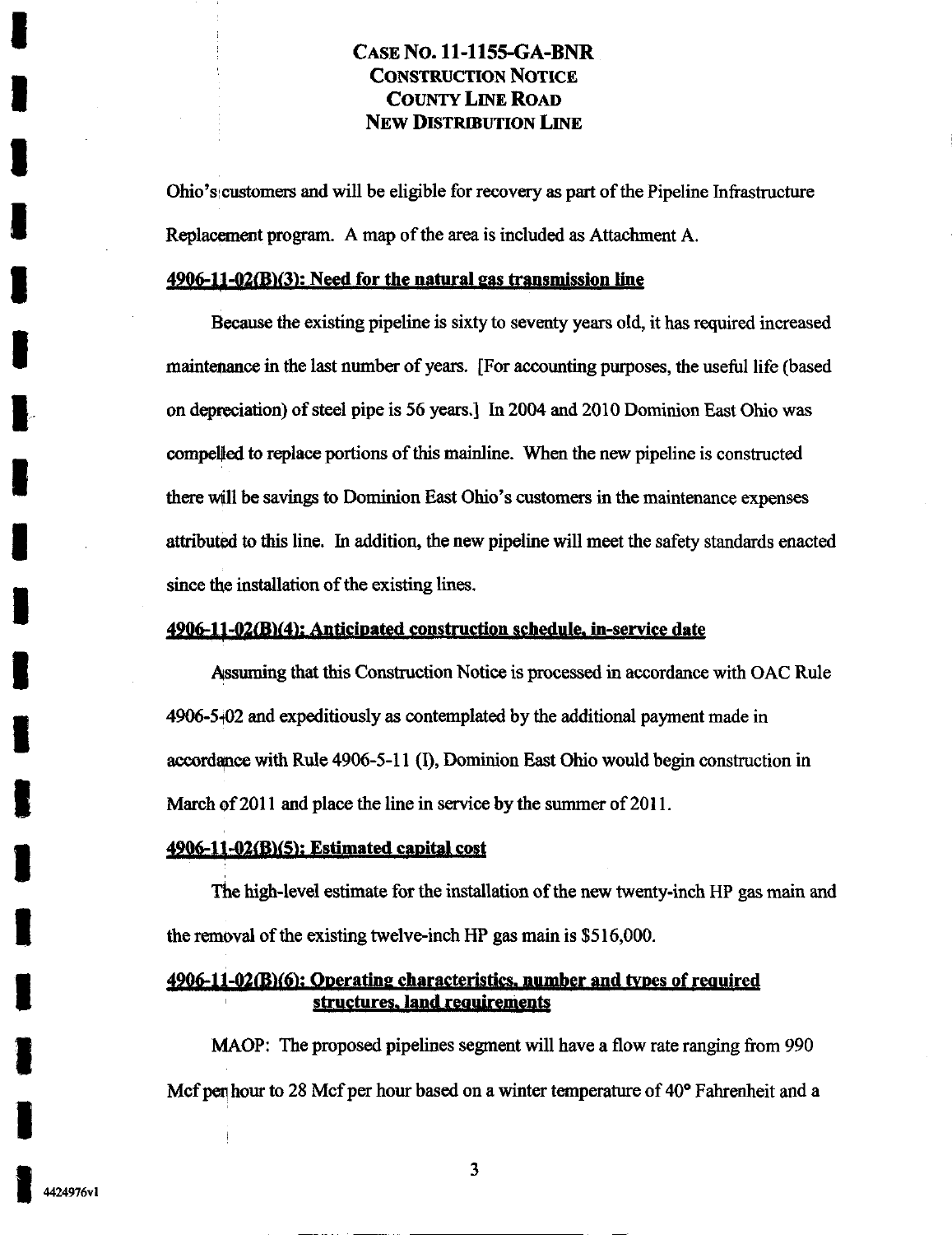Ohio's customers and will be eligible for recovery as part of the Pipeline Infrastructure Replacement program. A map of the area is included as Attachment A.

**4906-11-02(B)(3): Need for the natural gas transmission line**

Because the existing pipeline is sixty to seventy years old, it has required increased maintenance in the last number of years. [For accounting purposes, the useful life (based on depreciation) of steel pipe is 56 years.] In 2004 and 2010 Dominion East Ohio was compelled to replace portions of this mainline. When the new pipeline is constructed there will be savings to Dominion East Ohio's customers in the maintenance expenses attributed to this line. In addition, the new pipeline will meet the safety standards enacted since the installation of the existing lines.

**4906-11-02(B)(4): Anticipated construction schedule, in-service date**

Assuming that this Construction Notice is processed in accordance with OAC Rule 4906-5-02 and expeditiously as contemplated by the additional payment made in accordance with Rule 4906-5-11 (I), Dominion East Ohio would begin construction in March of 2011 and place the line in service by the summer of 2011.

**4906-11-02(B)(5): Estimated capital cost**

The high-level estimate for the installation of the new twenty-inch HP gas main and the removal of the existing twelve-inch HP gas main is $516,000.

**4906-11-02(B)(6): Operating characteristics, number and types of required structures, land requirements**

MAOP: The proposed pipelines segment will have a flow rate ranging from 990 Mcf per hour to 28 Mcf per hour based on a winter temperature of 40° Fahrenheit and a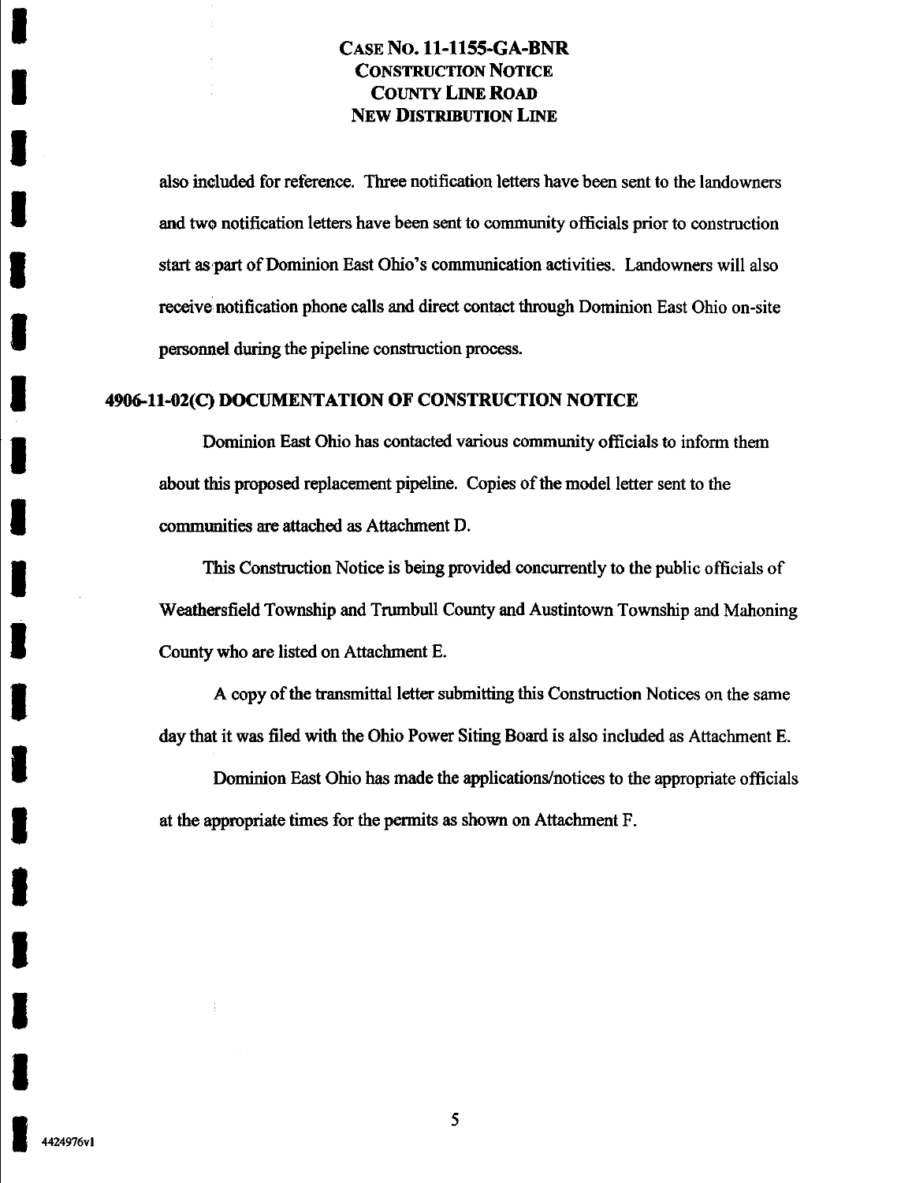also included for reference. Three notification letters have been sent to the landowners and two notification letters have been sent to community officials prior to construction start as part of Dominion East Ohio's communication activities. Landowners will also receive notification phone calls and direct contact through Dominion East Ohio on-site personnel during the pipeline construction process.

## 4906-11-02(C) DOCUMENTATION OF CONSTRUCTION NOTICE

Dominion East Ohio has contacted various community officials to inform them about this proposed replacement pipeline. Copies of the model letter sent to the communities are attached as Attachment D.

This Construction Notice is being provided concurrently to the public officials of Weathersfield Township and Trumbull County and Austintown Township and Mahoning County who are listed on Attachment E.

A copy of the transmittal letter submitting this Construction Notices on the same day that it was filed with the Ohio Power Siting Board is also included as Attachment E.

Dominion East Ohio has made the applications/notices to the appropriate officials at the appropriate times for the permits as shown on Attachment F.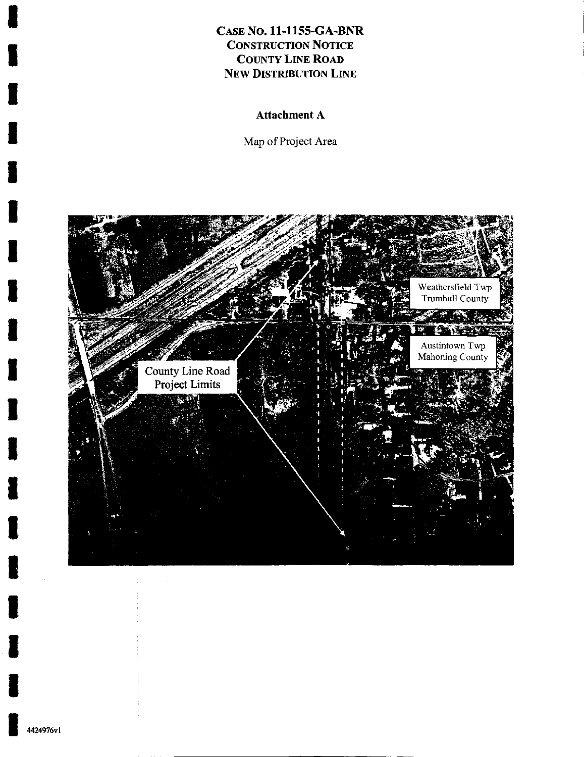# CASE NO. 11-1155-GA-BNR
## CONSTRUCTION NOTICE
## COUNTY LINE ROAD
## NEW DISTRIBUTION LINE

**Attachment A**

Map of Project Area

Weathersfield Twp
Trumbull County

Austintown Twp
Mahoning County

County Line Road
Project Limits

4424976v1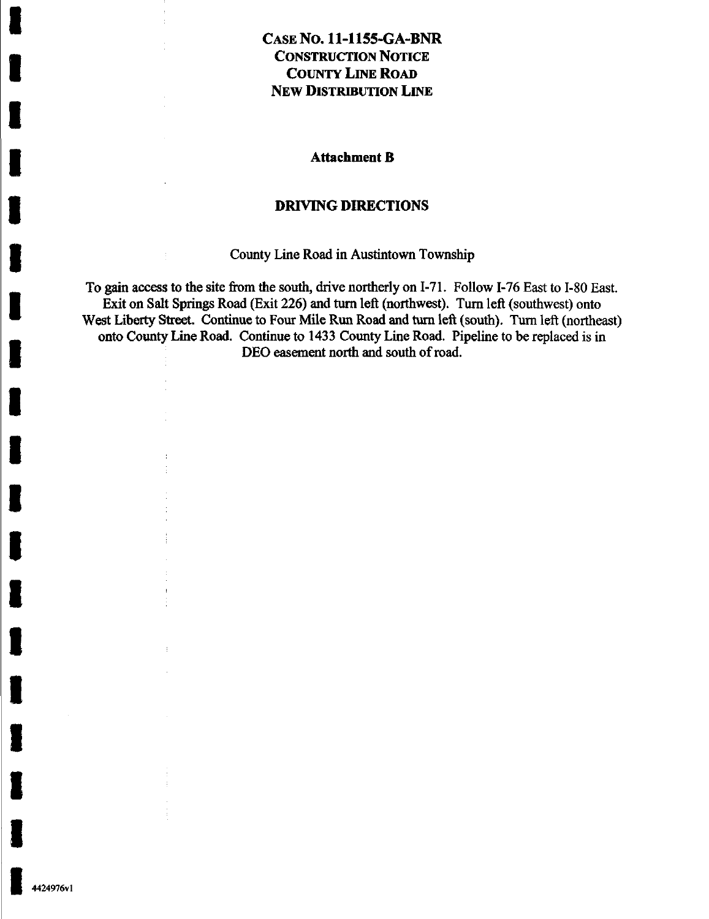# Case No. 11-1155-GA-BNR
# Construction Notice
# County Line Road
# New Distribution Line

## Attachment B

## DRIVING DIRECTIONS

County Line Road in Austintown Township

To gain access to the site from the south, drive northerly on I-71. Follow I-76 East to I-80 East. Exit on Salt Springs Road (Exit 226) and turn left (northwest). Turn left (southwest) onto West Liberty Street. Continue to Four Mile Run Road and turn left (south). Turn left (northeast) onto County Line Road. Continue to 1433 County Line Road. Pipeline to be replaced is in DEO easement north and south of road.

4424976v1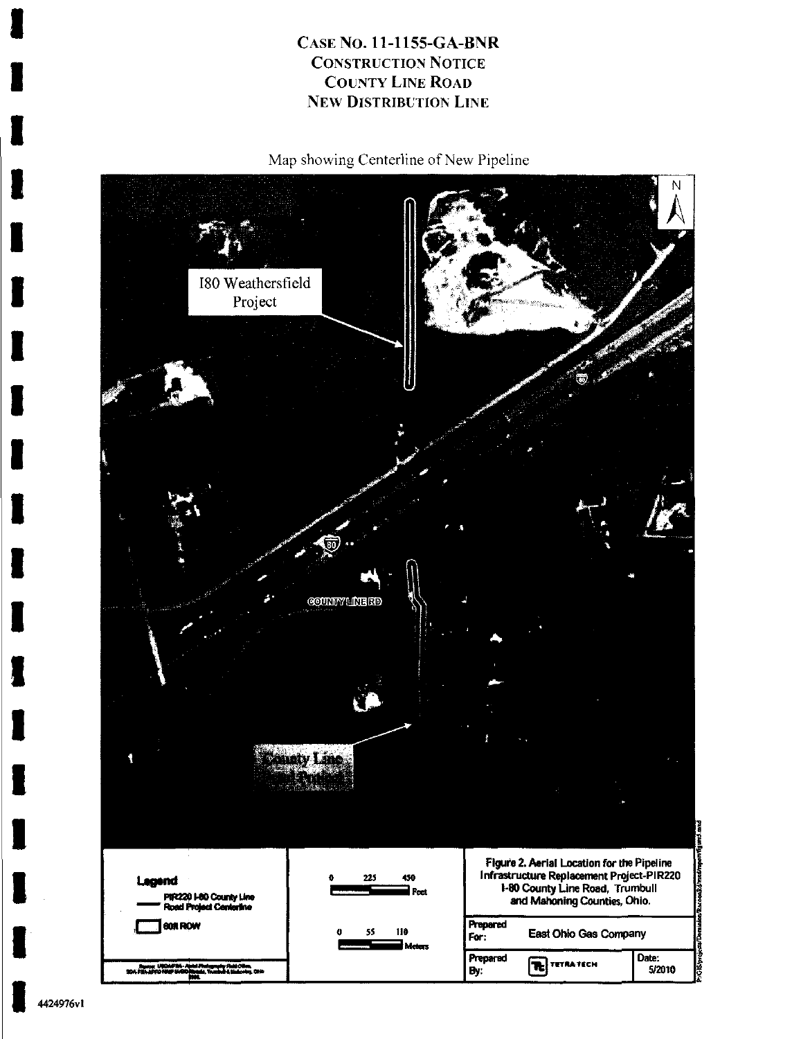# CASE NO. 11-1155-GA-BNR
## CONSTRUCTION NOTICE
## COUNTY LINE ROAD
## NEW DISTRIBUTION LINE

Map showing Centerline of New Pipeline

I80 Weathersfield Project

COUNTY LINE RD

County Line Project

N

Legend

PIR220 I-80 County Line Road Project Centerline

60ft ROW

0 225 450 Feet

0 55 110 Meters

Figure 2. Aerial Location for the Pipeline Infrastructure Replacement Project-PIR220 I-80 County Line Road, Trumbull and Mahoning Counties, Ohio.

| Prepared For: | East Ohio Gas Company | |
|---|---|---|
| Prepared By: | TETRA TECH | Date: 5/2010 |

4424976v1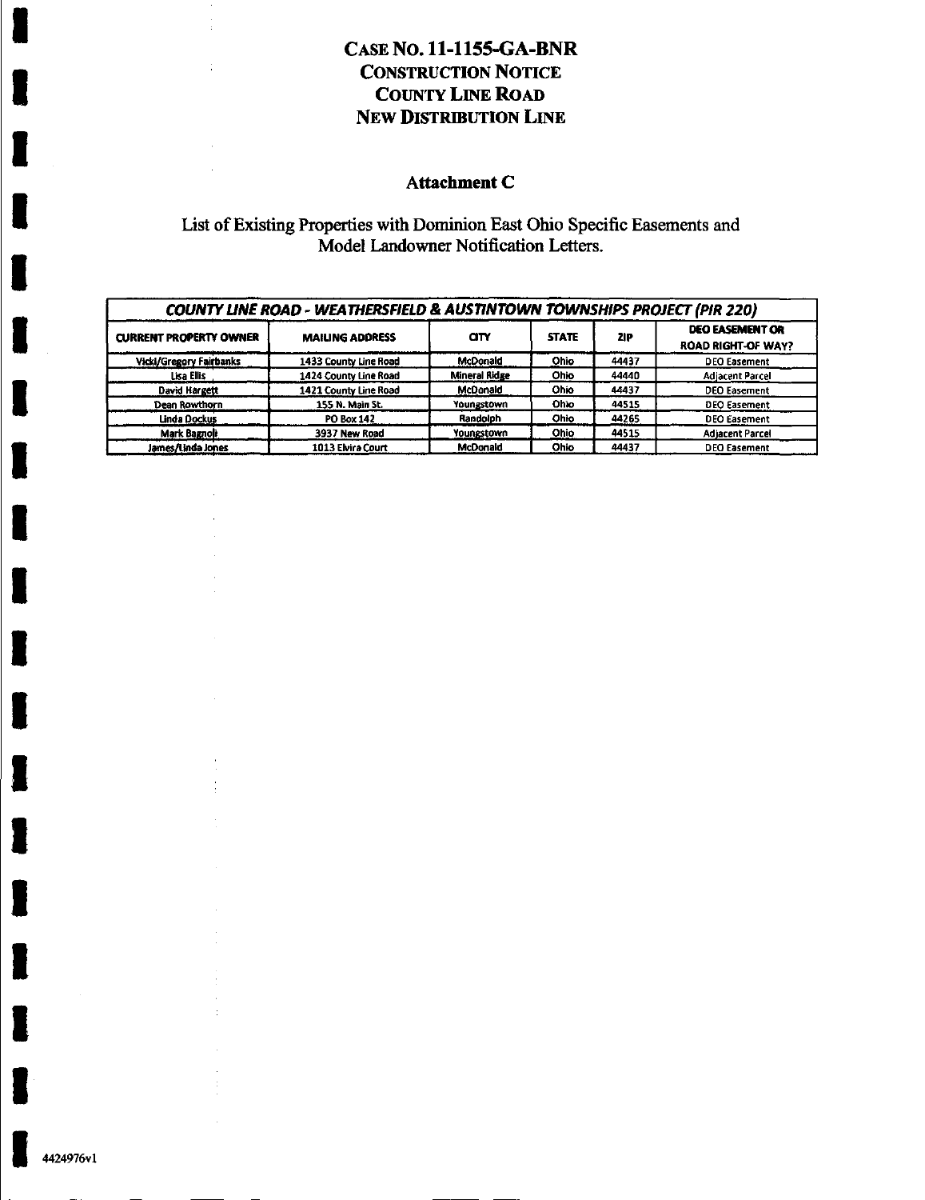# CASE NO. 11-1155-GA-BNR
# CONSTRUCTION NOTICE
# COUNTY LINE ROAD
# NEW DISTRIBUTION LINE

## Attachment C

List of Existing Properties with Dominion East Ohio Specific Easements and Model Landowner Notification Letters.

| ***COUNTY LINE ROAD - WEATHERSFIELD & AUSTINTOWN TOWNSHIPS PROJECT (PIR 220)*** | | | | | |
|---|---|---|---|---|---|
| **CURRENT PROPERTY OWNER** | **MAILING ADDRESS** | **CITY** | **STATE** | **ZIP** | **DEO EASEMENT OR ROAD RIGHT-OF WAY?** |
| Vicki/Gregory Fairbanks | 1433 County Line Road | McDonald | Ohio | 44437 | DEO Easement |
| Lisa Ellis | 1424 County Line Road | Mineral Ridge | Ohio | 44440 | Adjacent Parcel |
| David Hargett | 1421 County Line Road | McDonald | Ohio | 44437 | DEO Easement |
| Dean Rowthorn | 155 N. Main St. | Youngstown | Ohio | 44515 | DEO Easement |
| Linda Dockus | PO Box 142 | Randolph | Ohio | 44265 | DEO Easement |
| Mark Bagnoli | 3937 New Road | Youngstown | Ohio | 44515 | Adjacent Parcel |
| James/Linda Jones | 1013 Elvira Court | McDonald | Ohio | 44437 | DEO Easement |

4424976v1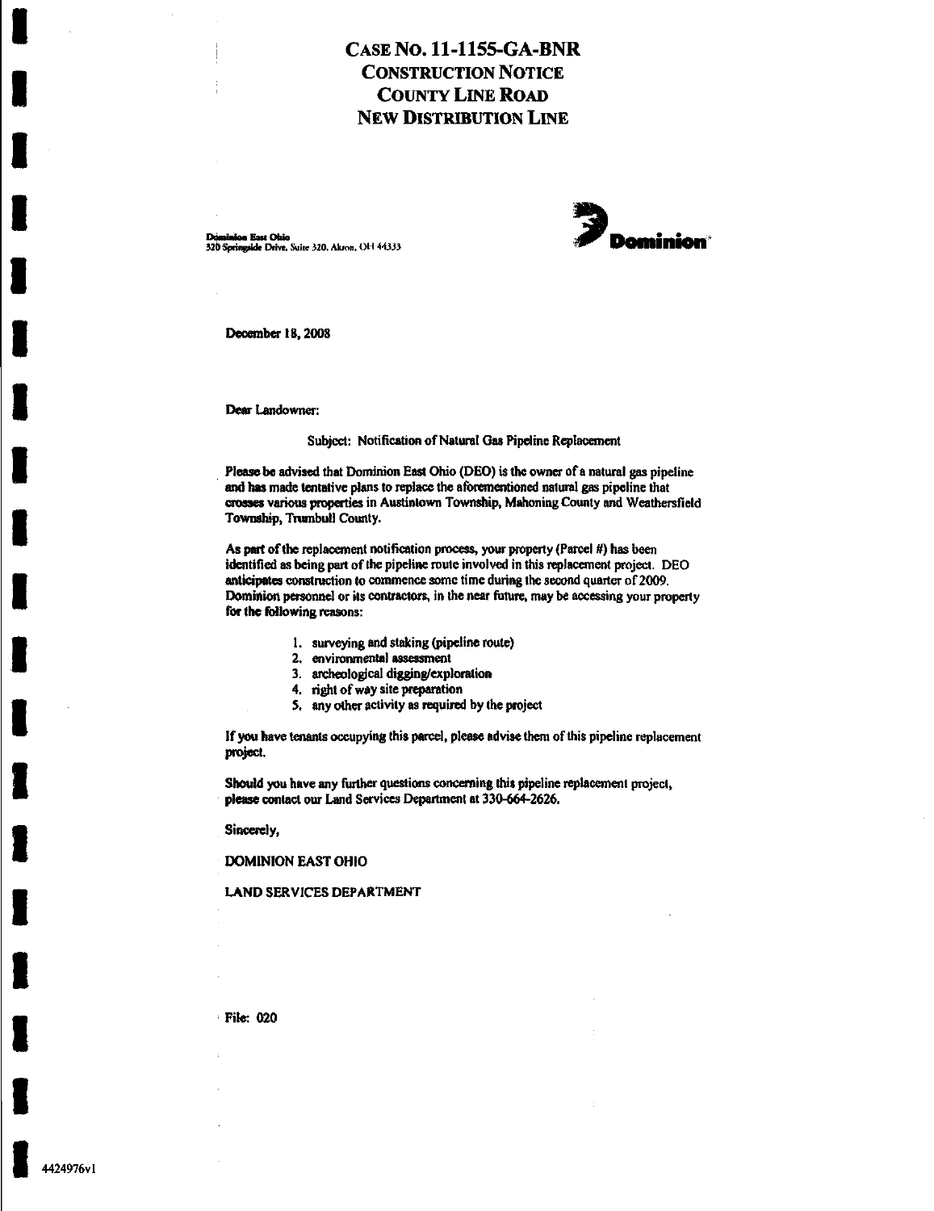# CASE NO. 11-1155-GA-BNR
# CONSTRUCTION NOTICE
# COUNTY LINE ROAD
# NEW DISTRIBUTION LINE

Dominion East Ohio
320 Springside Drive, Suite 320, Akron, OH 44333

Dominion

December 18, 2008

Dear Landowner:

Subject: Notification of Natural Gas Pipeline Replacement

Please be advised that Dominion East Ohio (DEO) is the owner of a natural gas pipeline and has made tentative plans to replace the aforementioned natural gas pipeline that crosses various properties in Austintown Township, Mahoning County and Weathersfield Township, Trumbull County.

As part of the replacement notification process, your property (Parcel #) has been identified as being part of the pipeline route involved in this replacement project. DEO anticipates construction to commence some time during the second quarter of 2009. Dominion personnel or its contractors, in the near future, may be accessing your property for the following reasons:

1. surveying and staking (pipeline route)
2. environmental assessment
3. archeological digging/exploration
4. right of way site preparation
5. any other activity as required by the project

If you have tenants occupying this parcel, please advise them of this pipeline replacement project.

Should you have any further questions concerning this pipeline replacement project, please contact our Land Services Department at 330-664-2626.

Sincerely,

DOMINION EAST OHIO

LAND SERVICES DEPARTMENT

File: 020

4424976v1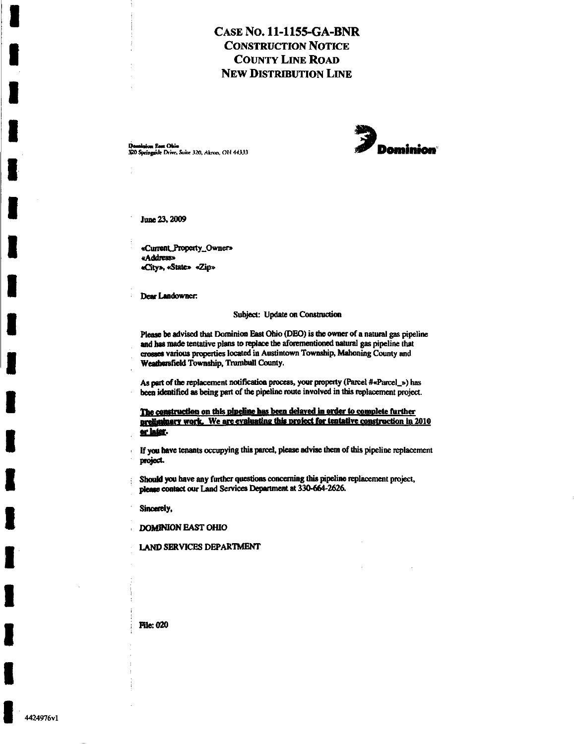# CASE NO. 11-1155-GA-BNR
## CONSTRUCTION NOTICE
## COUNTY LINE ROAD
## NEW DISTRIBUTION LINE

Dominion East Ohio
320 Springside Drive, Suite 320, Akron, OH 44333

Dominion

June 23, 2009

«Current_Property_Owner»
«Address»
«City», «State» «Zip»

Dear Landowner:

Subject: Update on Construction

Please be advised that Dominion East Ohio (DEO) is the owner of a natural gas pipeline and has made tentative plans to replace the aforementioned natural gas pipeline that crosses various properties located in Austintown Township, Mahoning County and Weathersfield Township, Trumbull County.

As part of the replacement notification process, your property (Parcel #«Parcel_») has been identified as being part of the pipeline route involved in this replacement project.

**<u>The construction on this pipeline has been delayed in order to complete further preliminary work. We are evaluating this project for tentative construction in 2010 or later.</u>**

If you have tenants occupying this parcel, please advise them of this pipeline replacement project.

Should you have any further questions concerning this pipeline replacement project, please contact our Land Services Department at 330-664-2626.

Sincerely,

DOMINION EAST OHIO

LAND SERVICES DEPARTMENT

File: 020

4424976v1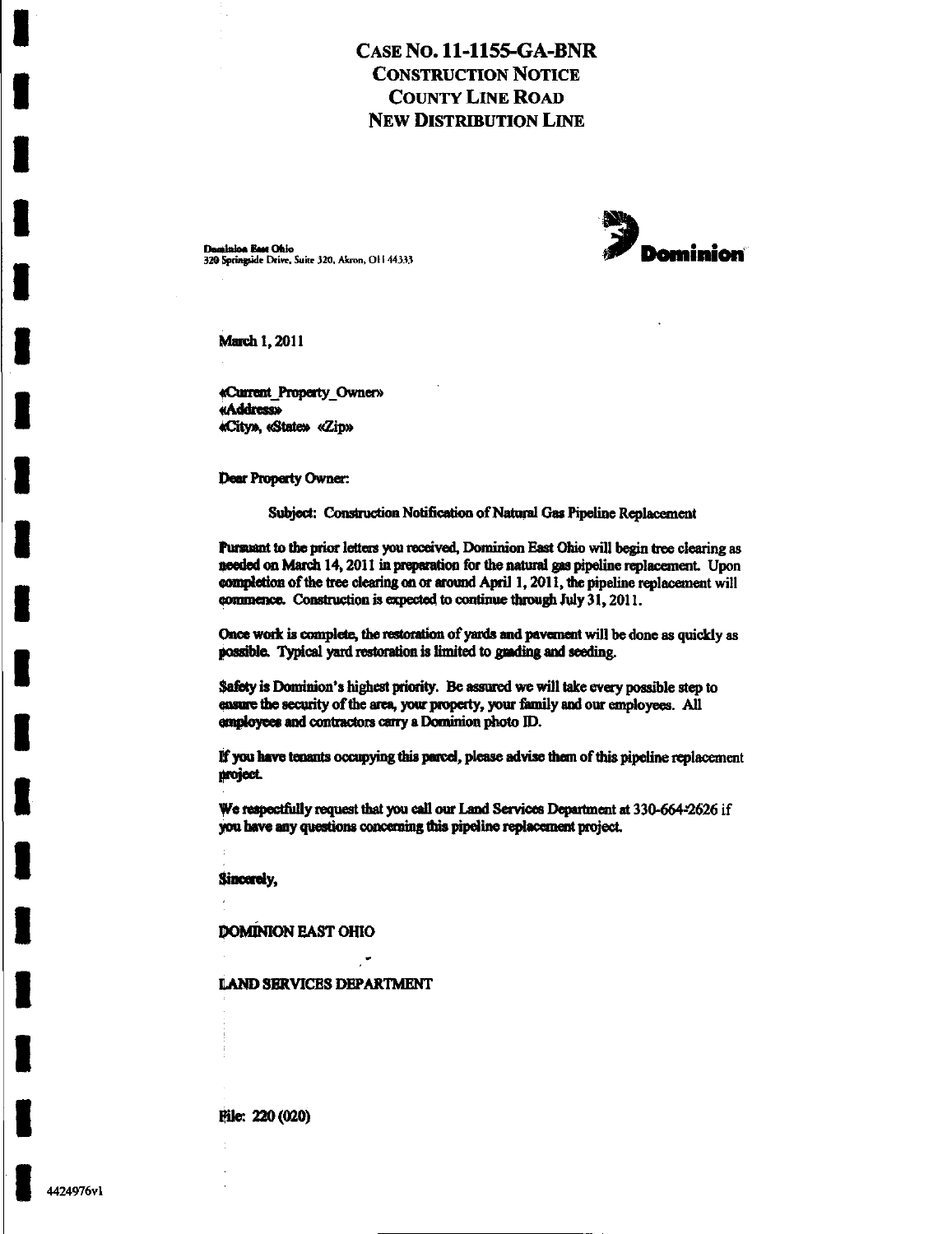# CASE NO. 11-1155-GA-BNR
## CONSTRUCTION NOTICE
## COUNTY LINE ROAD
## NEW DISTRIBUTION LINE

Dominion East Ohio
320 Springside Drive, Suite 320, Akron, OH 44333

Dominion

March 1, 2011

«Current_Property_Owner»
«Address»
«City», «State» «Zip»

Dear Property Owner:

Subject: Construction Notification of Natural Gas Pipeline Replacement

Pursuant to the prior letters you received, Dominion East Ohio will begin tree clearing as needed on March 14, 2011 in preparation for the natural gas pipeline replacement. Upon completion of the tree clearing on or around April 1, 2011, the pipeline replacement will commence. Construction is expected to continue through July 31, 2011.

Once work is complete, the restoration of yards and pavement will be done as quickly as possible. Typical yard restoration is limited to grading and seeding.

Safety is Dominion's highest priority. Be assured we will take every possible step to ensure the security of the area, your property, your family and our employees. All employees and contractors carry a Dominion photo ID.

If you have tenants occupying this parcel, please advise them of this pipeline replacement project.

We respectfully request that you call our Land Services Department at 330-664-2626 if you have any questions concerning this pipeline replacement project.

Sincerely,

DOMINION EAST OHIO

LAND SERVICES DEPARTMENT

File: 220 (020)

4424976v1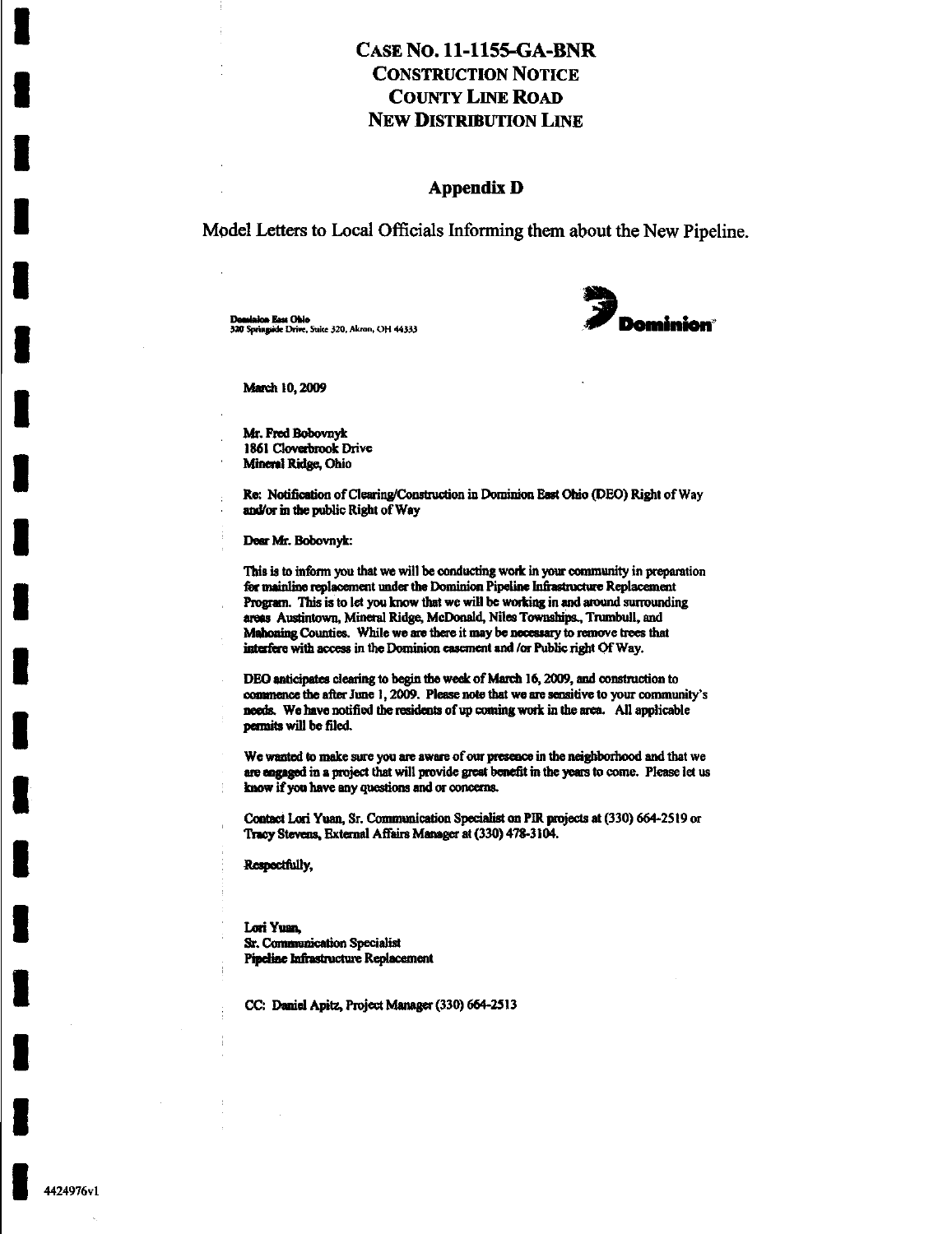# CASE NO. 11-1155-GA-BNR
# CONSTRUCTION NOTICE
# COUNTY LINE ROAD
# NEW DISTRIBUTION LINE

## Appendix D

Model Letters to Local Officials Informing them about the New Pipeline.

Dominion East Ohio
320 Springside Drive, Suite 320, Akron, OH 44333

Dominion

March 10, 2009

Mr. Fred Bobovnyk
1861 Cloverbrook Drive
Mineral Ridge, Ohio

Re: Notification of Clearing/Construction in Dominion East Ohio (DEO) Right of Way and/or in the public Right of Way

Dear Mr. Bobovnyk:

This is to inform you that we will be conducting work in your community in preparation for mainline replacement under the Dominion Pipeline Infrastructure Replacement Program. This is to let you know that we will be working in and around surrounding areas Austintown, Mineral Ridge, McDonald, Niles Townships., Trumbull, and Mahoning Counties. While we are there it may be necessary to remove trees that interfere with access in the Dominion easement and /or Public right Of Way.

DEO anticipates clearing to begin the week of March 16, 2009, and construction to commence the after June 1, 2009. Please note that we are sensitive to your community's needs. We have notified the residents of up coming work in the area. All applicable permits will be filed.

We wanted to make sure you are aware of our presence in the neighborhood and that we are engaged in a project that will provide great benefit in the years to come. Please let us know if you have any questions and or concerns.

Contact Lori Yuan, Sr. Communication Specialist on PIR projects at (330) 664-2519 or Tracy Stevens, External Affairs Manager at (330) 478-3104.

Respectfully,

Lori Yuan,
Sr. Communication Specialist
Pipeline Infrastructure Replacement

CC: Daniel Apitz, Project Manager (330) 664-2513

4424976v1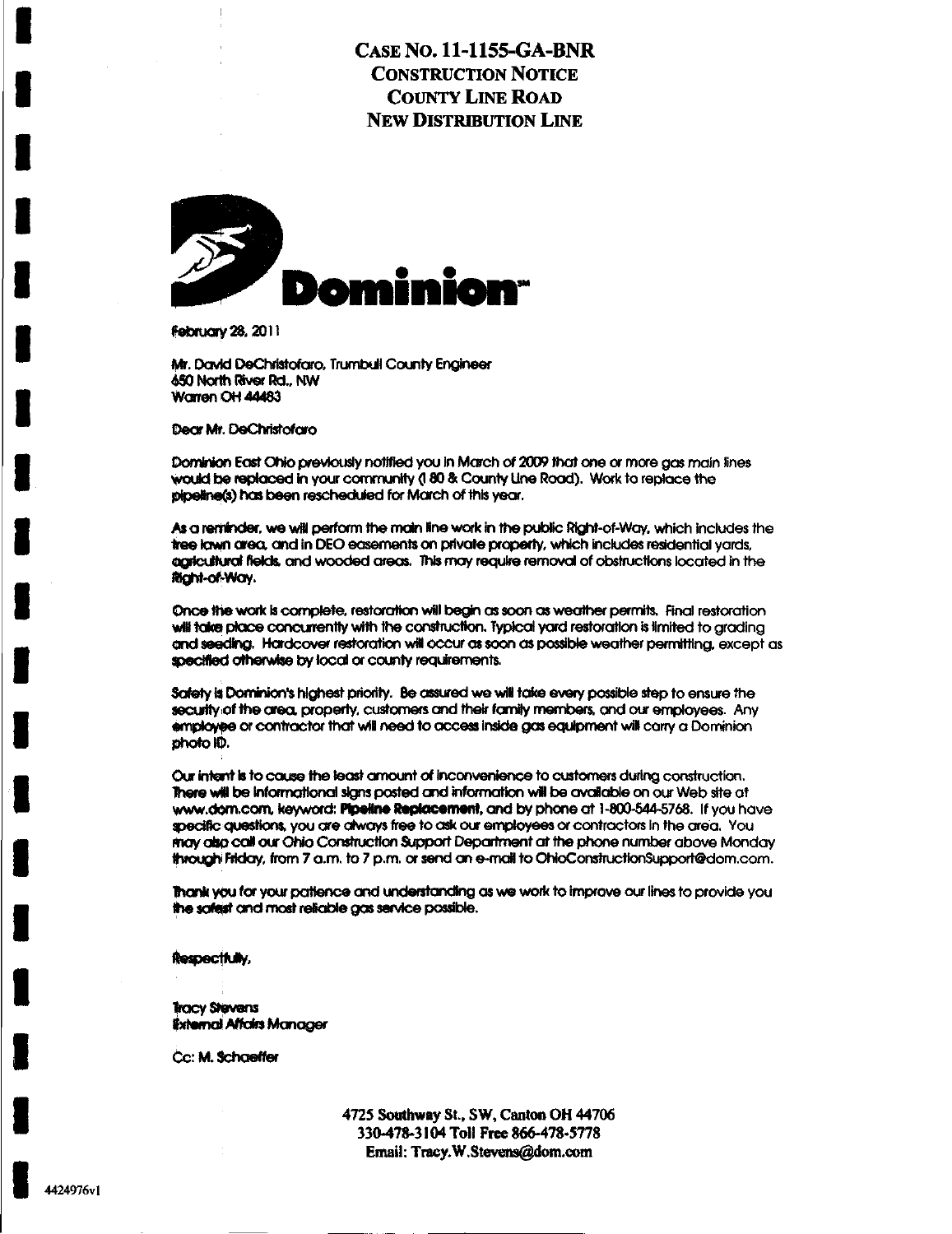# CASE NO. 11-1155-GA-BNR
## CONSTRUCTION NOTICE
## COUNTY LINE ROAD
## NEW DISTRIBUTION LINE

**Dominion**

February 28, 2011

Mr. David DeChristofaro, Trumbull County Engineer
650 North River Rd., NW
Warren OH 44483

Dear Mr. DeChristofaro

Dominion East Ohio previously notified you in March of 2009 that one or more gas main lines would be replaced in your community (I 80 & County Line Road). Work to replace the pipeline(s) has been rescheduled for March of this year.

As a reminder, we will perform the main line work in the public Right-of-Way, which includes the tree lawn area, and in DEO easements on private property, which includes residential yards, agricultural fields, and wooded areas. This may require removal of obstructions located in the Right-of-Way.

Once the work is complete, restoration will begin as soon as weather permits. Final restoration will take place concurrently with the construction. Typical yard restoration is limited to grading and seeding. Hardcover restoration will occur as soon as possible weather permitting, except as specified otherwise by local or county requirements.

Safety is Dominion's highest priority. Be assured we will take every possible step to ensure the security of the area, property, customers and their family members, and our employees. Any employee or contractor that will need to access inside gas equipment will carry a Dominion photo ID.

Our intent is to cause the least amount of inconvenience to customers during construction. There will be informational signs posted and information will be available on our Web site at www.dom.com, keyword: **Pipeline Replacement**, and by phone at 1-800-544-5768. If you have specific questions, you are always free to ask our employees or contractors in the area. You may also call our Ohio Construction Support Department at the phone number above Monday through Friday, from 7 a.m. to 7 p.m. or send an e-mail to OhioConstructionSupport@dom.com.

Thank you for your patience and understanding as we work to improve our lines to provide you the safest and most reliable gas service possible.

Respectfully,

Tracy Stevens
External Affairs Manager

Cc: M. Schaeffer

**4725 Southway St., SW, Canton OH 44706**
**330-478-3104 Toll Free 866-478-5778**
**Email: Tracy.W.Stevens@dom.com**

4424976v1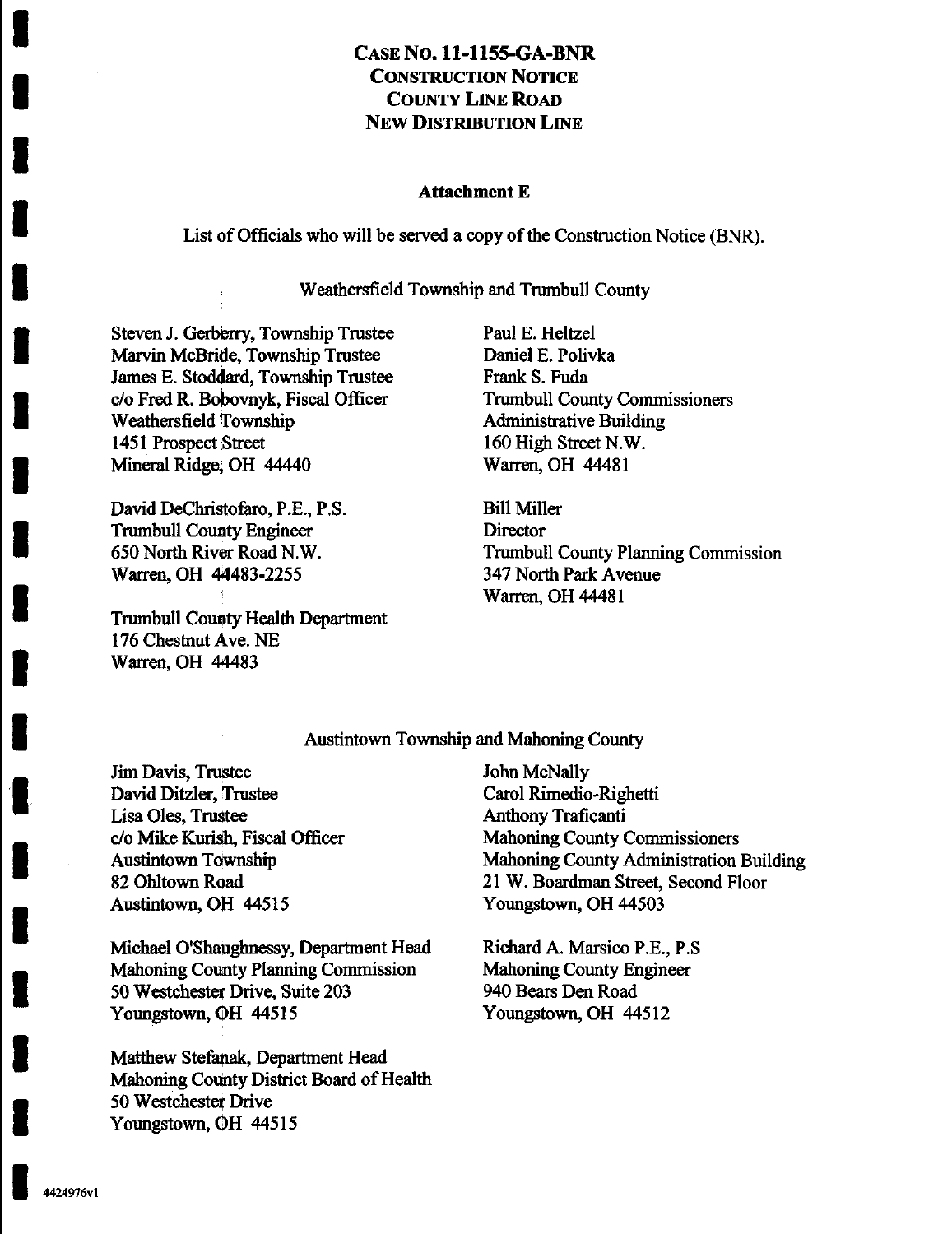# CASE NO. 11-1155-GA-BNR
# CONSTRUCTION NOTICE
# COUNTY LINE ROAD
# NEW DISTRIBUTION LINE

**Attachment E**

List of Officials who will be served a copy of the Construction Notice (BNR).

Weathersfield Township and Trumbull County

Steven J. Gerberry, Township Trustee
Marvin McBride, Township Trustee
James E. Stoddard, Township Trustee
c/o Fred R. Bobovnyk, Fiscal Officer
Weathersfield Township
1451 Prospect Street
Mineral Ridge, OH 44440

Paul E. Heltzel
Daniel E. Polivka
Frank S. Fuda
Trumbull County Commissioners
Administrative Building
160 High Street N.W.
Warren, OH 44481

David DeChristofaro, P.E., P.S.
Trumbull County Engineer
650 North River Road N.W.
Warren, OH 44483-2255

Bill Miller
Director
Trumbull County Planning Commission
347 North Park Avenue
Warren, OH 44481

Trumbull County Health Department
176 Chestnut Ave. NE
Warren, OH 44483

Austintown Township and Mahoning County

Jim Davis, Trustee
David Ditzler, Trustee
Lisa Oles, Trustee
c/o Mike Kurish, Fiscal Officer
Austintown Township
82 Ohltown Road
Austintown, OH 44515

John McNally
Carol Rimedio-Righetti
Anthony Traficanti
Mahoning County Commissioners
Mahoning County Administration Building
21 W. Boardman Street, Second Floor
Youngstown, OH 44503

Michael O'Shaughnessy, Department Head
Mahoning County Planning Commission
50 Westchester Drive, Suite 203
Youngstown, OH 44515

Richard A. Marsico P.E., P.S
Mahoning County Engineer
940 Bears Den Road
Youngstown, OH 44512

Matthew Stefanak, Department Head
Mahoning County District Board of Health
50 Westchester Drive
Youngstown, OH 44515

4424976v1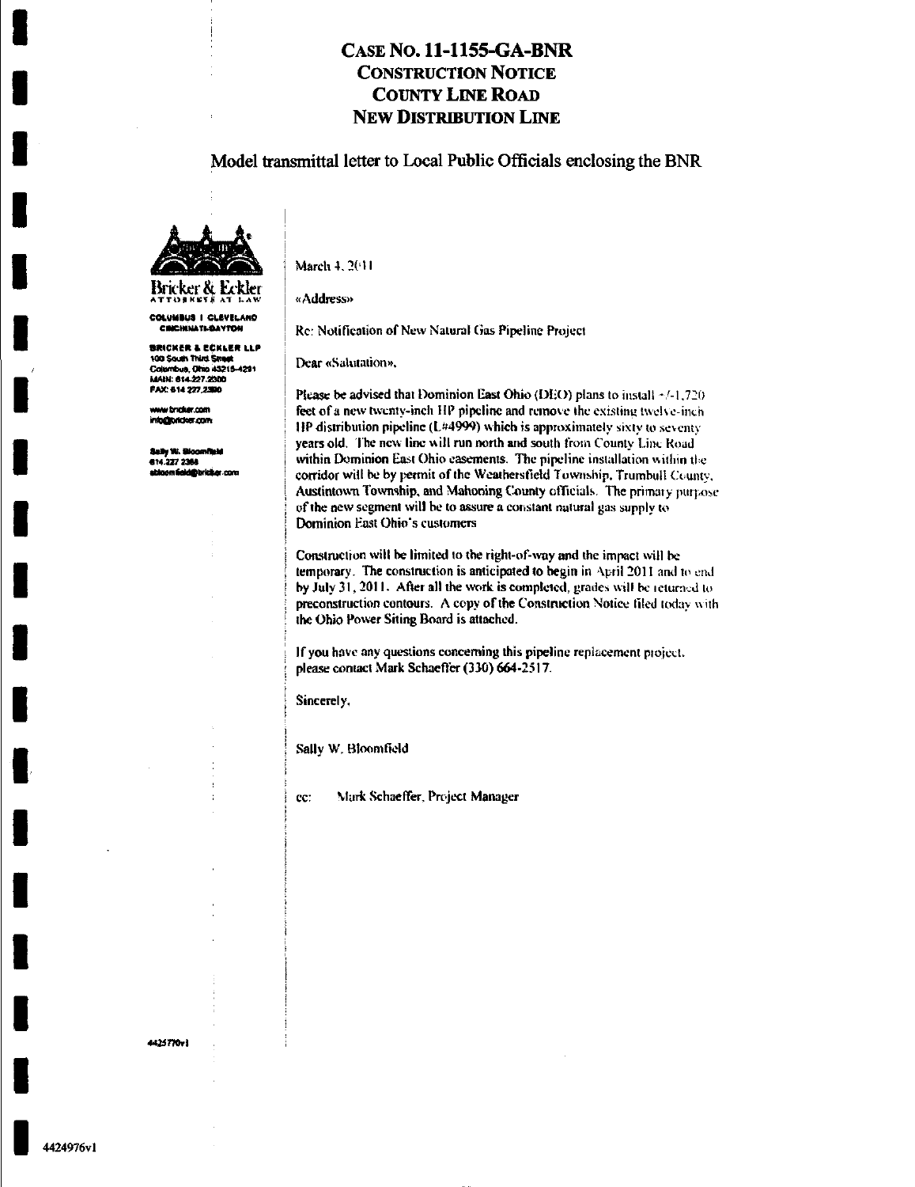# CASE NO. 11-1155-GA-BNR
# CONSTRUCTION NOTICE
# COUNTY LINE ROAD
# NEW DISTRIBUTION LINE

## Model transmittal letter to Local Public Officials enclosing the BNR

Bricker & Eckler
ATTORNEYS AT LAW

COLUMBUS | CLEVELAND
CINCINNATI-DAYTON

BRICKER & ECKLER LLP
100 South Third Street
Columbus, Ohio 43215-4291
MAIN: 614.227.2300
FAX: 614.227.2390

www.bricker.com
info@bricker.com

Sally W. Bloomfield
614.227.2368
sbloomfield@bricker.com

March 4, 2011

«Address»

Re: Notification of New Natural Gas Pipeline Project

Dear «Salutation»,

Please be advised that Dominion East Ohio (DEO) plans to install +/-1,720 feet of a new twenty-inch HP pipeline and remove the existing twelve-inch HP distribution pipeline (L#4999) which is approximately sixty to seventy years old. The new line will run north and south from County Line Road within Dominion East Ohio easements. The pipeline installation within the corridor will be by permit of the Weathersfield Township, Trumbull County, Austintown Township, and Mahoning County officials. The primary purpose of the new segment will be to assure a constant natural gas supply to Dominion East Ohio's customers

Construction will be limited to the right-of-way and the impact will be temporary. The construction is anticipated to begin in April 2011 and to end by July 31, 2011. After all the work is completed, grades will be returned to preconstruction contours. A copy of the Construction Notice filed today with the Ohio Power Siting Board is attached.

If you have any questions concerning this pipeline replacement project, please contact Mark Schaeffer (330) 664-2517.

Sincerely,

Sally W. Bloomfield

cc: Mark Schaeffer, Project Manager

4425770v1

4424976v1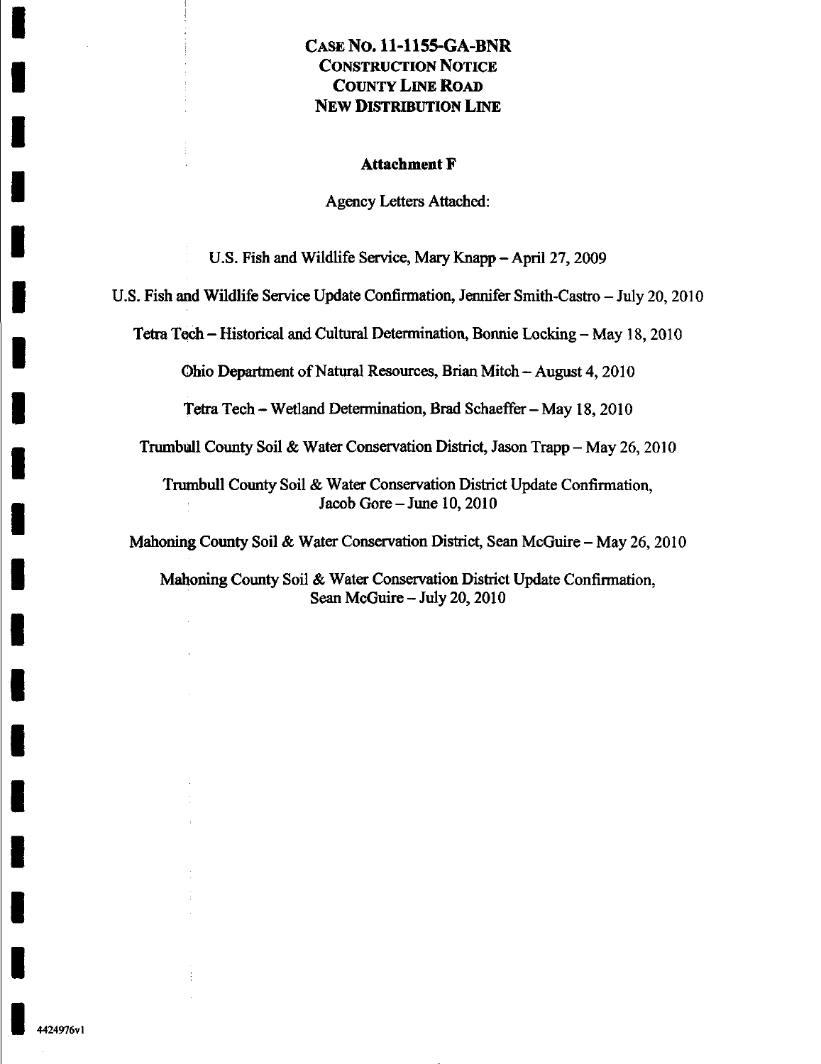# CASE NO. 11-1155-GA-BNR
# CONSTRUCTION NOTICE
# COUNTY LINE ROAD
# NEW DISTRIBUTION LINE

## Attachment F

Agency Letters Attached:

U.S. Fish and Wildlife Service, Mary Knapp – April 27, 2009

U.S. Fish and Wildlife Service Update Confirmation, Jennifer Smith-Castro – July 20, 2010

Tetra Tech – Historical and Cultural Determination, Bonnie Locking – May 18, 2010

Ohio Department of Natural Resources, Brian Mitch – August 4, 2010

Tetra Tech – Wetland Determination, Brad Schaeffer – May 18, 2010

Trumbull County Soil & Water Conservation District, Jason Trapp – May 26, 2010

Trumbull County Soil & Water Conservation District Update Confirmation, Jacob Gore – June 10, 2010

Mahoning County Soil & Water Conservation District, Sean McGuire – May 26, 2010

Mahoning County Soil & Water Conservation District Update Confirmation, Sean McGuire – July 20, 2010

4424976v1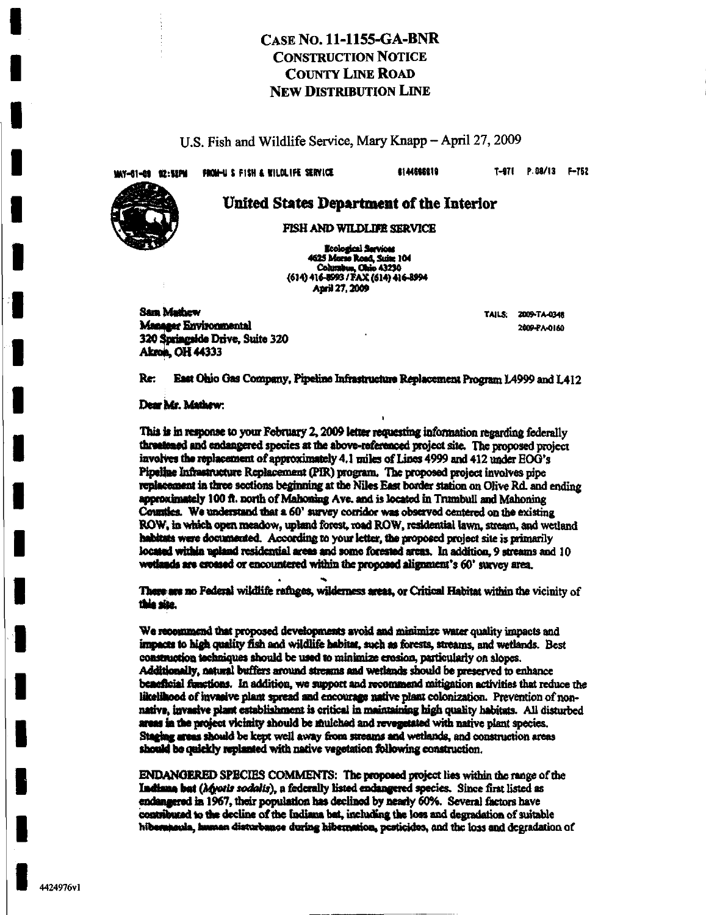# CASE NO. 11-1155-GA-BNR
# CONSTRUCTION NOTICE
# COUNTY LINE ROAD
# NEW DISTRIBUTION LINE

U.S. Fish and Wildlife Service, Mary Knapp – April 27, 2009

MAY-01-09 02:58PM FROM-U S FISH & WILDLIFE SERVICE 6144668810 T-971 P.08/13 F-752

## United States Department of the Interior

### FISH AND WILDLIFE SERVICE

Ecological Services
4625 Morse Road, Suite 104
Columbus, Ohio 43230
(614) 416-8993 / FAX (614) 416-8994
April 27, 2009

Sam Mathew
Manager Environmental
320 Springside Drive, Suite 320
Akron, OH 44333

TAILS: 2009-TA-0348
2009-FA-0160

Re: East Ohio Gas Company, Pipeline Infrastructure Replacement Program L4999 and L412

Dear Mr. Mathew:

This is in response to your February 2, 2009 letter requesting information regarding federally threatened and endangered species at the above-referenced project site. The proposed project involves the replacement of approximately 4.1 miles of Lines 4999 and 412 under EOG's Pipeline Infrastructure Replacement (PIR) program. The proposed project involves pipe replacement in three sections beginning at the Niles East border station on Olive Rd. and ending approximately 100 ft. north of Mahoning Ave. and is located in Trumbull and Mahoning Counties. We understand that a 60' survey corridor was observed centered on the existing ROW, in which open meadow, upland forest, road ROW, residential lawn, stream, and wetland habitats were documented. According to your letter, the proposed project site is primarily located within upland residential areas and some forested areas. In addition, 9 streams and 10 wetlands are crossed or encountered within the proposed alignment's 60' survey area.

There are no Federal wildlife refuges, wilderness areas, or Critical Habitat within the vicinity of this site.

We recommend that proposed developments avoid and minimize water quality impacts and impacts to high quality fish and wildlife habitat, such as forests, streams, and wetlands. Best construction techniques should be used to minimize erosion, particularly on slopes. Additionally, natural buffers around streams and wetlands should be preserved to enhance beneficial functions. In addition, we support and recommend mitigation activities that reduce the likelihood of invasive plant spread and encourage native plant colonization. Prevention of non-native, invasive plant establishment is critical in maintaining high quality habitats. All disturbed areas in the project vicinity should be mulched and revegetated with native plant species. Staging areas should be kept well away from streams and wetlands, and construction areas should be quickly replanted with native vegetation following construction.

ENDANGERED SPECIES COMMENTS: The proposed project lies within the range of the Indiana bat (*Myotis sodalis*), a federally listed endangered species. Since first listed as endangered in 1967, their population has declined by nearly 60%. Several factors have contributed to the decline of the Indiana bat, including the loss and degradation of suitable hibernacula, human disturbance during hibernation, pesticides, and the loss and degradation of

4424976v1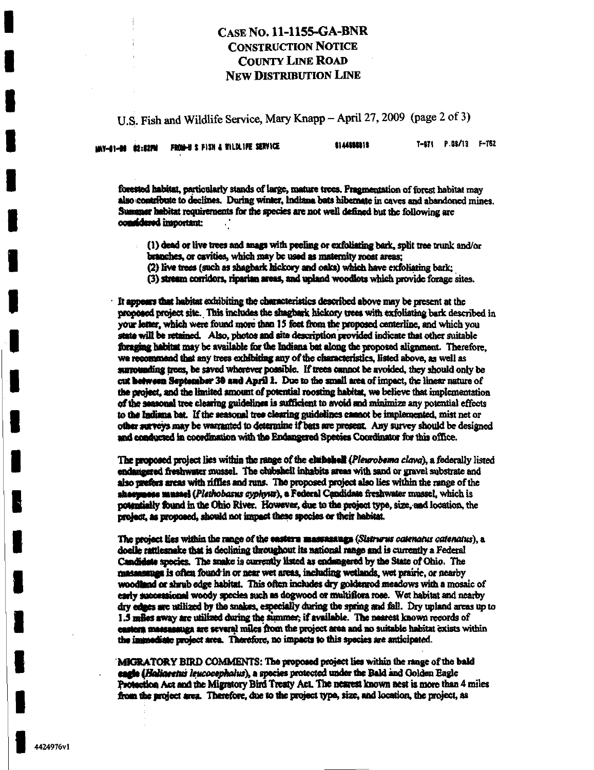# CASE NO. 11-1155-GA-BNR
# CONSTRUCTION NOTICE
# COUNTY LINE ROAD
# NEW DISTRIBUTION LINE

U.S. Fish and Wildlife Service, Mary Knapp – April 27, 2009 (page 2 of 3)

MAY-01-09 02:02PM FROM-U S FISH & WILDLIFE SERVICE 6144696919 T-071 P.03/13 F-752

forested habitat, particularly stands of large, mature trees. Fragmentation of forest habitat may also contribute to declines. During winter, Indiana bats hibernate in caves and abandoned mines. Summer habitat requirements for the species are not well defined but the following are considered important:

(1) dead or live trees and snags with peeling or exfoliating bark, split tree trunk and/or branches, or cavities, which may be used as maternity roost areas;
(2) live trees (such as shagbark hickory and oaks) which have exfoliating bark;
(3) stream corridors, riparian areas, and upland woodlots which provide forage sites.

It appears that habitat exhibiting the characteristics described above may be present at the proposed project site. This includes the shagbark hickory trees with exfoliating bark described in your letter, which were found more than 15 feet from the proposed centerline, and which you state will be retained. Also, photos and site description provided indicate that other suitable foraging habitat may be available for the Indiana bat along the proposed alignment. Therefore, we recommend that any trees exhibiting any of the characteristics, listed above, as well as surrounding trees, be saved wherever possible. If trees cannot be avoided, they should only be cut **between September 30 and April 1.** Due to the small area of impact, the linear nature of the project, and the limited amount of potential roosting habitat, we believe that implementation of the seasonal tree clearing guidelines is sufficient to avoid and minimize any potential effects to the Indiana bat. If the seasonal tree clearing guidelines cannot be implemented, mist net or other surveys may be warranted to determine if bats are present. Any survey should be designed and conducted in coordination with the Endangered Species Coordinator for this office.

The proposed project lies within the range of the **clubshell** (*Pleurobema clava*), a federally listed endangered freshwater mussel. The clubshell inhabits areas with sand or gravel substrate and also prefers areas with riffles and runs. The proposed project also lies within the range of the **sheepnose mussel** (*Plethobasus cyphyus*), a Federal Candidate freshwater mussel, which is potentially found in the Ohio River. However, due to the project type, size, and location, the project, as proposed, should not impact these species or their habitat.

The project lies within the range of the **eastern massasauga** (*Sistrurus catenatus catenatus*), a docile rattlesnake that is declining throughout its national range and is currently a Federal Candidate species. The snake is currently listed as endangered by the State of Ohio. The massasauga is often found in or near wet areas, including wetlands, wet prairie, or nearby woodland or shrub edge habitat. This often includes dry goldenrod meadows with a mosaic of early successional woody species such as dogwood or multiflora rose. Wet habitat and nearby dry edges are utilized by the snakes, especially during the spring and fall. Dry upland areas up to 1.5 miles away are utilized during the summer, if available. The nearest known records of eastern massasauga are several miles from the project area and no suitable habitat exists within the immediate project area. Therefore, no impacts to this species are anticipated.

**MIGRATORY BIRD COMMENTS:** The proposed project lies within the range of the **bald eagle** (*Haliaeetus leucocephalus*), a species protected under the Bald and Golden Eagle Protection Act and the Migratory Bird Treaty Act. The nearest known nest is more than 4 miles from the project area. Therefore, due to the project type, size, and location, the project, as

4424976v1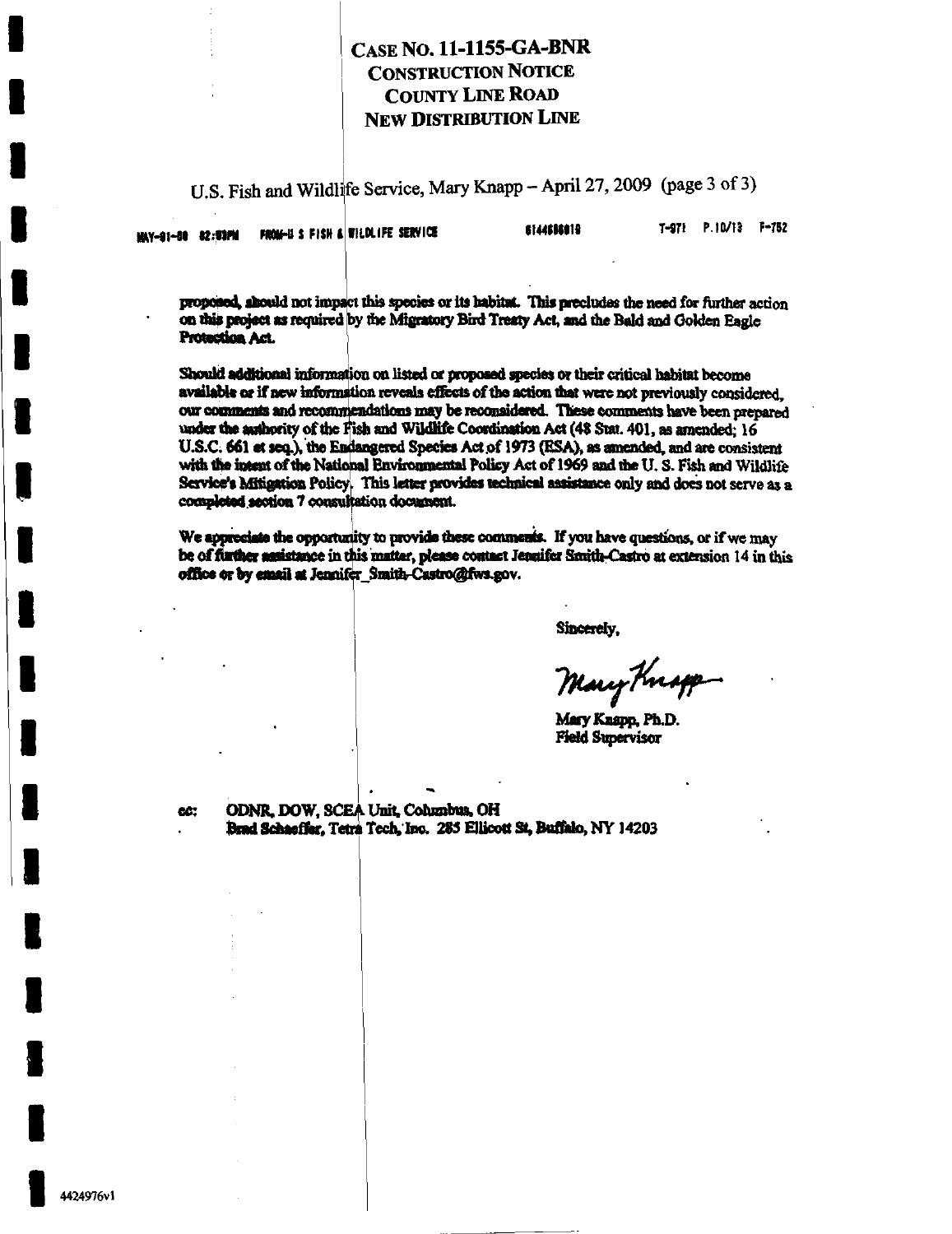# CASE NO. 11-1155-GA-BNR
# CONSTRUCTION NOTICE
# COUNTY LINE ROAD
# NEW DISTRIBUTION LINE

U.S. Fish and Wildlife Service, Mary Knapp – April 27, 2009 (page 3 of 3)

MAY-01-09 02:03PM FROM-U S FISH & WILDLIFE SERVICE 6144696019 T-971 P.10/13 F-752

proposed, should not impact this species or its habitat. This precludes the need for further action on this project as required by the Migratory Bird Treaty Act, and the Bald and Golden Eagle Protection Act.

Should additional information on listed or proposed species or their critical habitat become available or if new information reveals effects of the action that were not previously considered, our comments and recommendations may be reconsidered. These comments have been prepared under the authority of the Fish and Wildlife Coordination Act (48 Stat. 401, as amended; 16 U.S.C. 661 et seq.), the Endangered Species Act of 1973 (ESA), as amended, and are consistent with the intent of the National Environmental Policy Act of 1969 and the U. S. Fish and Wildlife Service's Mitigation Policy. This letter provides technical assistance only and does not serve as a completed section 7 consultation document.

We appreciate the opportunity to provide these comments. If you have questions, or if we may be of further assistance in this matter, please contact Jennifer Smith-Castro at extension 14 in this office or by email at Jennifer_Smith-Castro@fws.gov.

Sincerely,

Mary Knapp

Mary Knapp, Ph.D.
Field Supervisor

cc: ODNR, DOW, SCEA Unit, Columbus, OH
Brad Schaeffer, Tetra Tech, Inc. 285 Ellicott St, Buffalo, NY 14203

4424976v1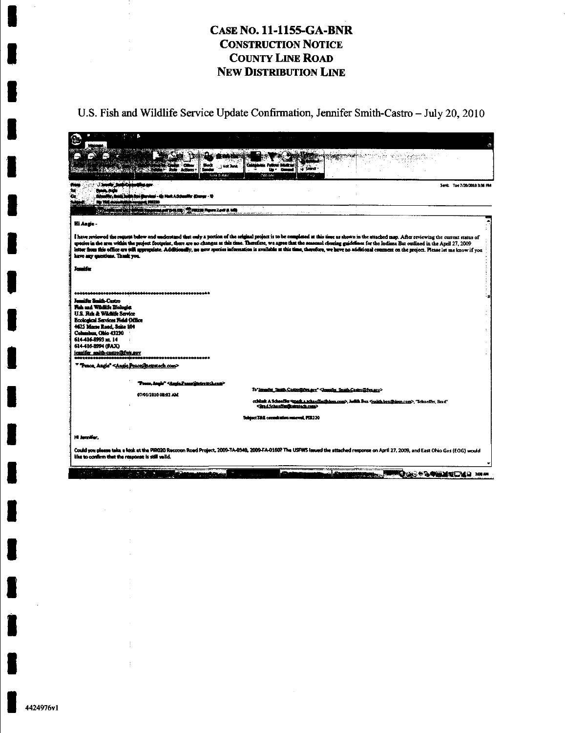# CASE NO. 11-1155-GA-BNR
# CONSTRUCTION NOTICE
# COUNTY LINE ROAD
# NEW DISTRIBUTION LINE

U.S. Fish and Wildlife Service Update Confirmation, Jennifer Smith-Castro – July 20, 2010

Sent: Tue 7/20/2010 3:36 PM

Hi Angie -

I have reviewed the request below and understand that only a portion of the original project is to be completed at this time as shown in the attached map. After reviewing the current status of species in the area within the project footprint, there are no changes at this time. Therefore, we agree that the seasonal clearing guidelines for the Indiana Bat outlined in the April 27, 2009 letter from this office are still appropriate. Additionally, no new species information is available at this time, therefore, we have no additional comment on the project. Please let me know if you have any questions. Thank you.

Jennifer

\*\*\*\*\*\*\*\*\*\*\*\*\*\*\*\*\*\*\*\*\*\*\*\*\*\*\*\*\*\*\*\*\*\*\*\*\*\*\*\*\*\*\*\*\*\*\*\*

Jennifer Smith-Castro
Fish and Wildlife Biologist
U.S. Fish & Wildlife Service
Ecological Services Field Office
4625 Morse Road, Suite 104
Columbus, Ohio 43230
614-416-8993 ext. 14
614-416-8994 (FAX)
jennifer_smith-castro@fws.gov

\*\*\*\*\*\*\*\*\*\*\*\*\*\*\*\*\*\*\*\*\*\*\*\*\*\*\*\*\*\*\*\*\*\*\*\*\*\*\*\*\*\*\*\*\*\*\*\*

"Peace, Angie" <Angie.Peace@tetratech.com>

"Peace, Angie" <Angie.Peace@tetratech.com>

07/01/2010 08:02 AM

To "Jennifer_Smith-Castro@fws.gov" <Jennifer_Smith-Castro@fws.gov>

cc Mark A Schaeffer <mark.a.schaeffer@dom.com>, Judith Box <judith.box@dom.com>, "Schaeffer, Brad" <Brad.Schaeffer@tetratech.com>

Subject T&E consultation renewal, PIR220

Hi Jennifer,

Could you please take a look at the PIR020 Raccoon Road Project, 2009-TA-0348, 2009-FA-0160? The USFWS issued the attached response on April 27, 2009, and East Ohio Gas (EOG) would like to confirm that the response is still valid.

4424976v1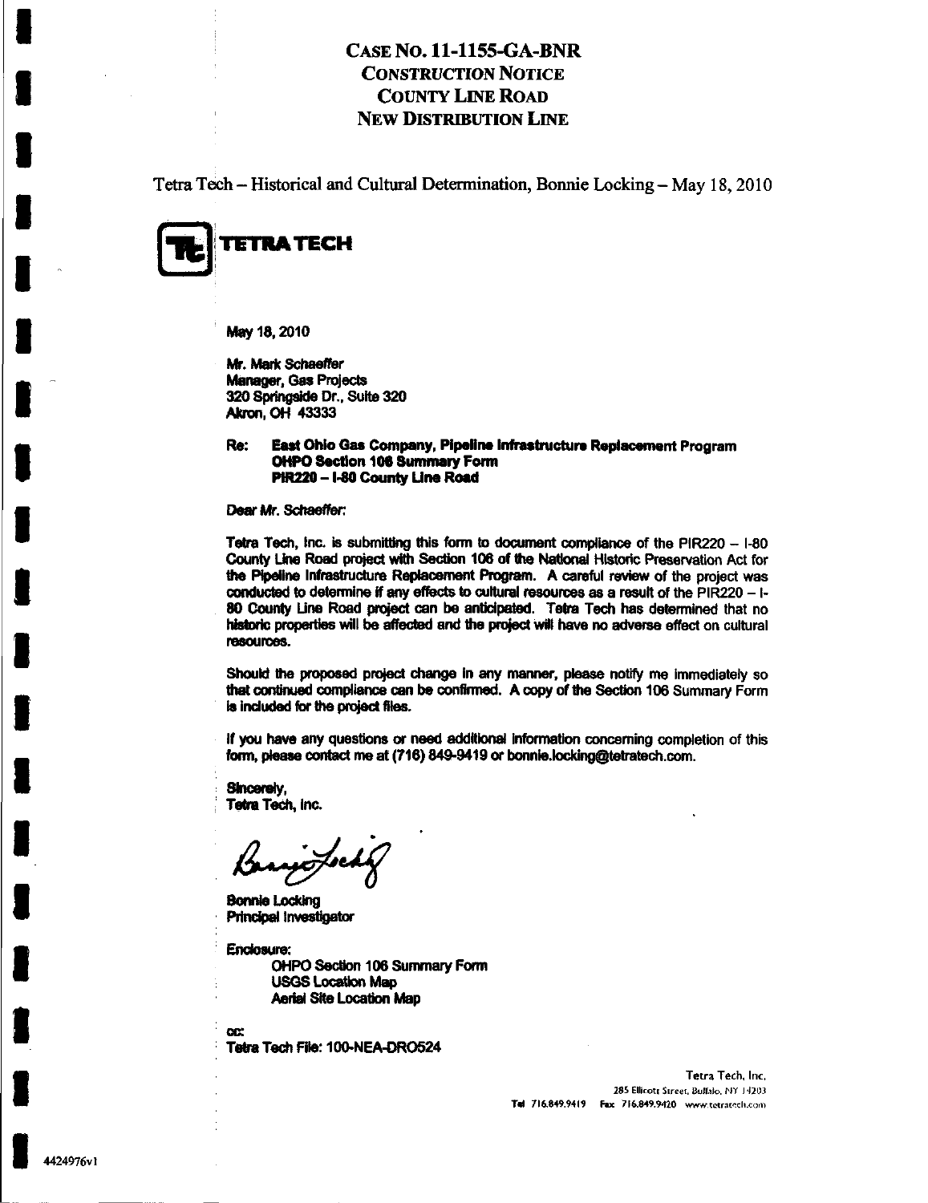# CASE NO. 11-1155-GA-BNR
## CONSTRUCTION NOTICE
## COUNTY LINE ROAD
## NEW DISTRIBUTION LINE

Tetra Tech – Historical and Cultural Determination, Bonnie Locking – May 18, 2010

**TETRA TECH**

May 18, 2010

Mr. Mark Schaeffer
Manager, Gas Projects
320 Springside Dr., Suite 320
Akron, OH 43333

Re: **East Ohio Gas Company, Pipeline Infrastructure Replacement Program**
**OHPO Section 106 Summary Form**
**PIR220 – I-80 County Line Road**

Dear Mr. Schaeffer:

Tetra Tech, Inc. is submitting this form to document compliance of the PIR220 – I-80 County Line Road project with Section 106 of the National Historic Preservation Act for the Pipeline Infrastructure Replacement Program. A careful review of the project was conducted to determine if any effects to cultural resources as a result of the PIR220 – I-80 County Line Road project can be anticipated. Tetra Tech has determined that no historic properties will be affected and the project will have no adverse effect on cultural resources.

Should the proposed project change in any manner, please notify me immediately so that continued compliance can be confirmed. A copy of the Section 106 Summary Form is included for the project files.

If you have any questions or need additional information concerning completion of this form, please contact me at (716) 849-9419 or bonnie.locking@tetratech.com.

Sincerely,
Tetra Tech, Inc.

Bonnie Locking
Principal Investigator

Enclosure:
OHPO Section 106 Summary Form
USGS Location Map
Aerial Site Location Map

cc:
Tetra Tech File: 100-NEA-DRO524

Tetra Tech, Inc.
285 Ellicott Street, Buffalo, NY 14203
Tel 716.849.9419 Fax 716.849.9420 www.tetratech.com

4424976v1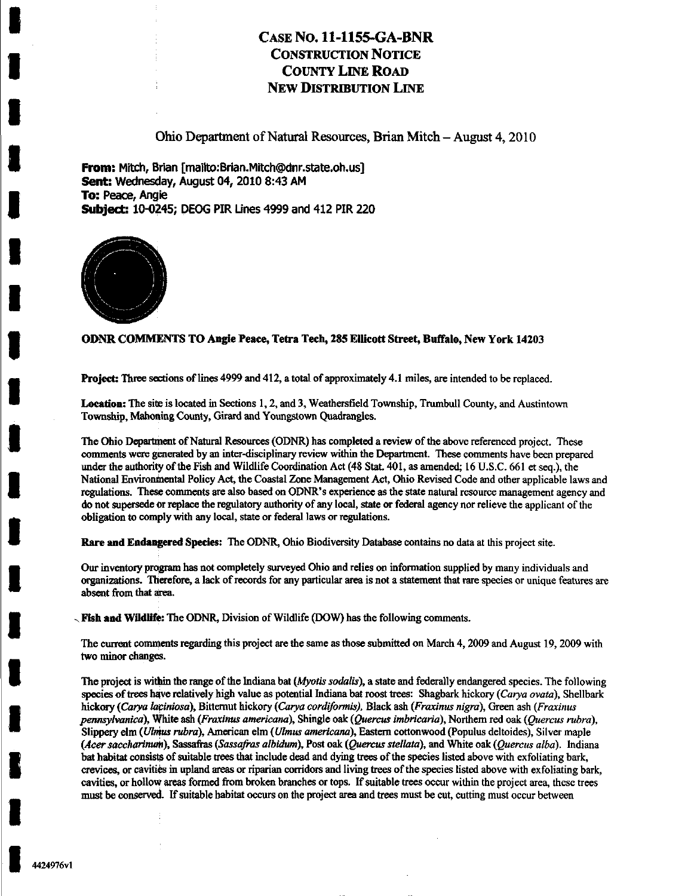# CASE NO. 11-1155-GA-BNR
# CONSTRUCTION NOTICE
# COUNTY LINE ROAD
# NEW DISTRIBUTION LINE

Ohio Department of Natural Resources, Brian Mitch – August 4, 2010

**From:** Mitch, Brian [mailto:Brian.Mitch@dnr.state.oh.us]
**Sent:** Wednesday, August 04, 2010 8:43 AM
**To:** Peace, Angie
**Subject:** 10-0245; DEOG PIR Lines 4999 and 412 PIR 220

**ODNR COMMENTS TO Angie Peace, Tetra Tech, 285 Ellicott Street, Buffalo, New York 14203**

**Project:** Three sections of lines 4999 and 412, a total of approximately 4.1 miles, are intended to be replaced.

**Location:** The site is located in Sections 1, 2, and 3, Weathersfield Township, Trumbull County, and Austintown Township, Mahoning County, Girard and Youngstown Quadrangles.

The Ohio Department of Natural Resources (ODNR) has completed a review of the above referenced project. These comments were generated by an inter-disciplinary review within the Department. These comments have been prepared under the authority of the Fish and Wildlife Coordination Act (48 Stat. 401, as amended; 16 U.S.C. 661 et seq.), the National Environmental Policy Act, the Coastal Zone Management Act, Ohio Revised Code and other applicable laws and regulations. These comments are also based on ODNR's experience as the state natural resource management agency and do not supersede or replace the regulatory authority of any local, state or federal agency nor relieve the applicant of the obligation to comply with any local, state or federal laws or regulations.

**Rare and Endangered Species:** The ODNR, Ohio Biodiversity Database contains no data at this project site.

Our inventory program has not completely surveyed Ohio and relies on information supplied by many individuals and organizations. Therefore, a lack of records for any particular area is not a statement that rare species or unique features are absent from that area.

**Fish and Wildlife:** The ODNR, Division of Wildlife (DOW) has the following comments.

The current comments regarding this project are the same as those submitted on March 4, 2009 and August 19, 2009 with two minor changes.

The project is within the range of the Indiana bat (*Myotis sodalis*), a state and federally endangered species. The following species of trees have relatively high value as potential Indiana bat roost trees: Shagbark hickory (*Carya ovata*), Shellbark hickory (*Carya laciniosa*), Bitternut hickory (*Carya cordiformis*), Black ash (*Fraxinus nigra*), Green ash (*Fraxinus pennsylvanica*), White ash (*Fraxinus americana*), Shingle oak (*Quercus imbricaria*), Northern red oak (*Quercus rubra*), Slippery elm (*Ulmus rubra*), American elm (*Ulmus americana*), Eastern cottonwood (Populus deltoides), Silver maple (*Acer saccharinum*), Sassafras (*Sassafras albidum*), Post oak (*Quercus stellata*), and White oak (*Quercus alba*). Indiana bat habitat consists of suitable trees that include dead and dying trees of the species listed above with exfoliating bark, crevices, or cavities in upland areas or riparian corridors and living trees of the species listed above with exfoliating bark, cavities, or hollow areas formed from broken branches or tops. If suitable trees occur within the project area, these trees must be conserved. If suitable habitat occurs on the project area and trees must be cut, cutting must occur between

4424976v1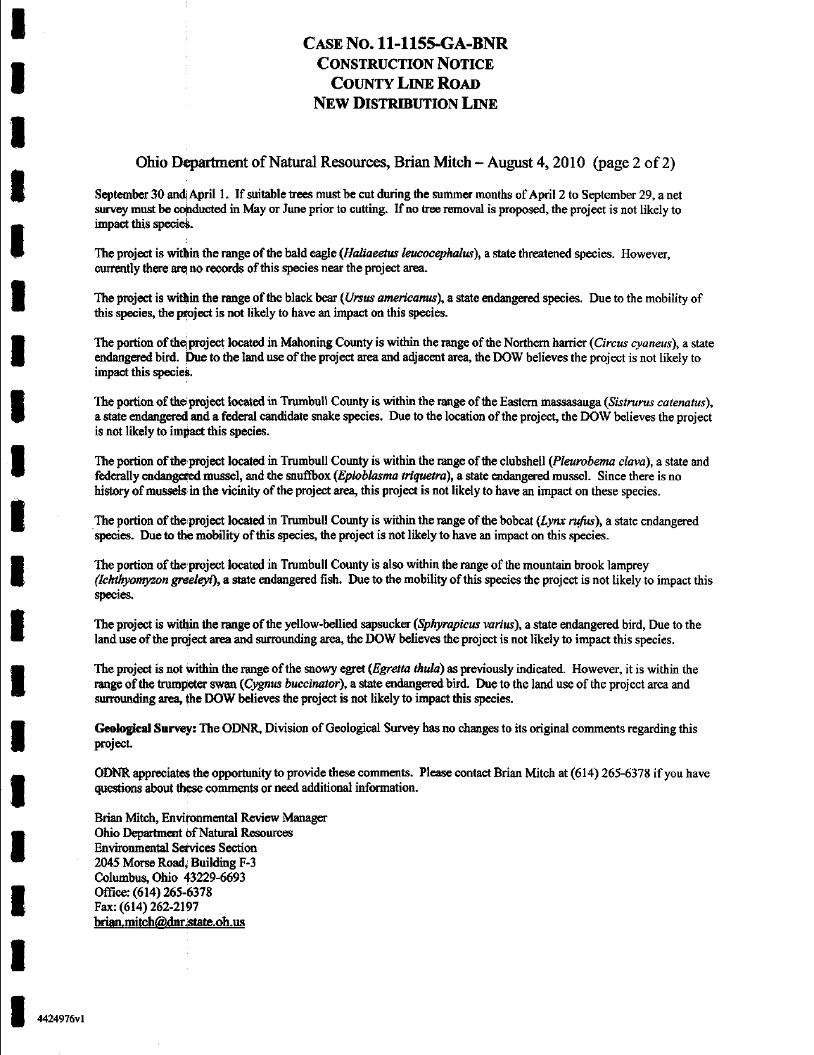# CASE NO. 11-1155-GA-BNR
# CONSTRUCTION NOTICE
# COUNTY LINE ROAD
# NEW DISTRIBUTION LINE

## Ohio Department of Natural Resources, Brian Mitch – August 4, 2010 (page 2 of 2)

September 30 and April 1. If suitable trees must be cut during the summer months of April 2 to September 29, a net survey must be conducted in May or June prior to cutting. If no tree removal is proposed, the project is not likely to impact this species.

The project is within the range of the bald eagle (*Haliaeetus leucocephalus*), a state threatened species. However, currently there are no records of this species near the project area.

The project is within the range of the black bear (*Ursus americanus*), a state endangered species. Due to the mobility of this species, the project is not likely to have an impact on this species.

The portion of the project located in Mahoning County is within the range of the Northern harrier (*Circus cyaneus*), a state endangered bird. Due to the land use of the project area and adjacent area, the DOW believes the project is not likely to impact this species.

The portion of the project located in Trumbull County is within the range of the Eastern massasauga (*Sistrurus catenatus*), a state endangered and a federal candidate snake species. Due to the location of the project, the DOW believes the project is not likely to impact this species.

The portion of the project located in Trumbull County is within the range of the clubshell (*Pleurobema clava*), a state and federally endangered mussel, and the snuffbox (*Epioblasma triquetra*), a state endangered mussel. Since there is no history of mussels in the vicinity of the project area, this project is not likely to have an impact on these species.

The portion of the project located in Trumbull County is within the range of the bobcat (*Lynx rufus*), a state endangered species. Due to the mobility of this species, the project is not likely to have an impact on this species.

The portion of the project located in Trumbull County is also within the range of the mountain brook lamprey (*Ichthyomyzon greeleyi*), a state endangered fish. Due to the mobility of this species the project is not likely to impact this species.

The project is within the range of the yellow-bellied sapsucker (*Sphyrapicus varius*), a state endangered bird, Due to the land use of the project area and surrounding area, the DOW believes the project is not likely to impact this species.

The project is not within the range of the snowy egret (*Egretta thula*) as previously indicated. However, it is within the range of the trumpeter swan (*Cygnus buccinator*), a state endangered bird. Due to the land use of the project area and surrounding area, the DOW believes the project is not likely to impact this species.

**Geological Survey:** The ODNR, Division of Geological Survey has no changes to its original comments regarding this project.

ODNR appreciates the opportunity to provide these comments. Please contact Brian Mitch at (614) 265-6378 if you have questions about these comments or need additional information.

Brian Mitch, Environmental Review Manager
Ohio Department of Natural Resources
Environmental Services Section
2045 Morse Road, Building F-3
Columbus, Ohio 43229-6693
Office: (614) 265-6378
Fax: (614) 262-2197
brian.mitch@dnr.state.oh.us

4424976v1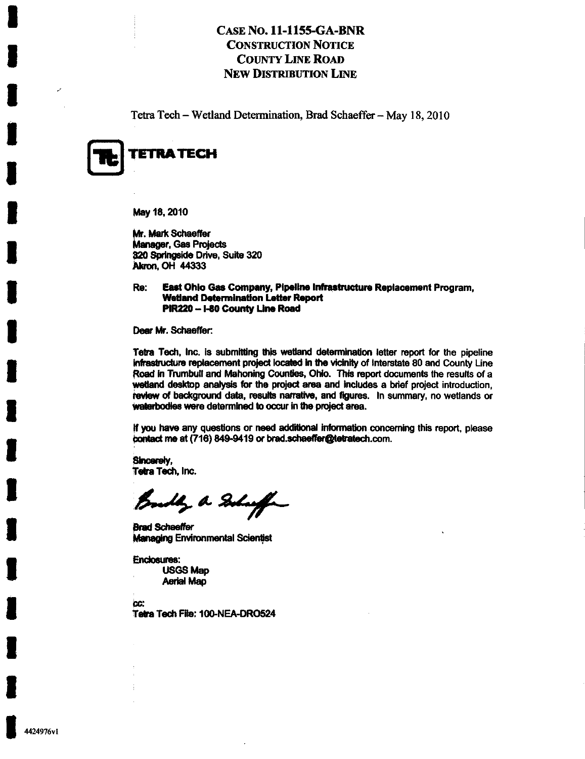# CASE NO. 11-1155-GA-BNR
## CONSTRUCTION NOTICE
## COUNTY LINE ROAD
## NEW DISTRIBUTION LINE

Tetra Tech – Wetland Determination, Brad Schaeffer – May 18, 2010

**TETRA TECH**

May 18, 2010

Mr. Mark Schaeffer
Manager, Gas Projects
320 Springside Drive, Suite 320
Akron, OH 44333

Re: **East Ohio Gas Company, Pipeline Infrastructure Replacement Program, Wetland Determination Letter Report PIR220 – I-80 County Line Road**

Dear Mr. Schaeffer:

Tetra Tech, Inc. is submitting this wetland determination letter report for the pipeline infrastructure replacement project located in the vicinity of Interstate 80 and County Line Road in Trumbull and Mahoning Counties, Ohio. This report documents the results of a wetland desktop analysis for the project area and includes a brief project introduction, review of background data, results narrative, and figures. In summary, no wetlands or waterbodies were determined to occur in the project area.

If you have any questions or need additional information concerning this report, please contact me at (716) 849-9419 or brad.schaeffer@tetratech.com.

Sincerely,
Tetra Tech, Inc.

Brad Schaeffer
Managing Environmental Scientist

Enclosures:
- USGS Map
- Aerial Map

cc:
Tetra Tech File: 100-NEA-DRO524

4424976v1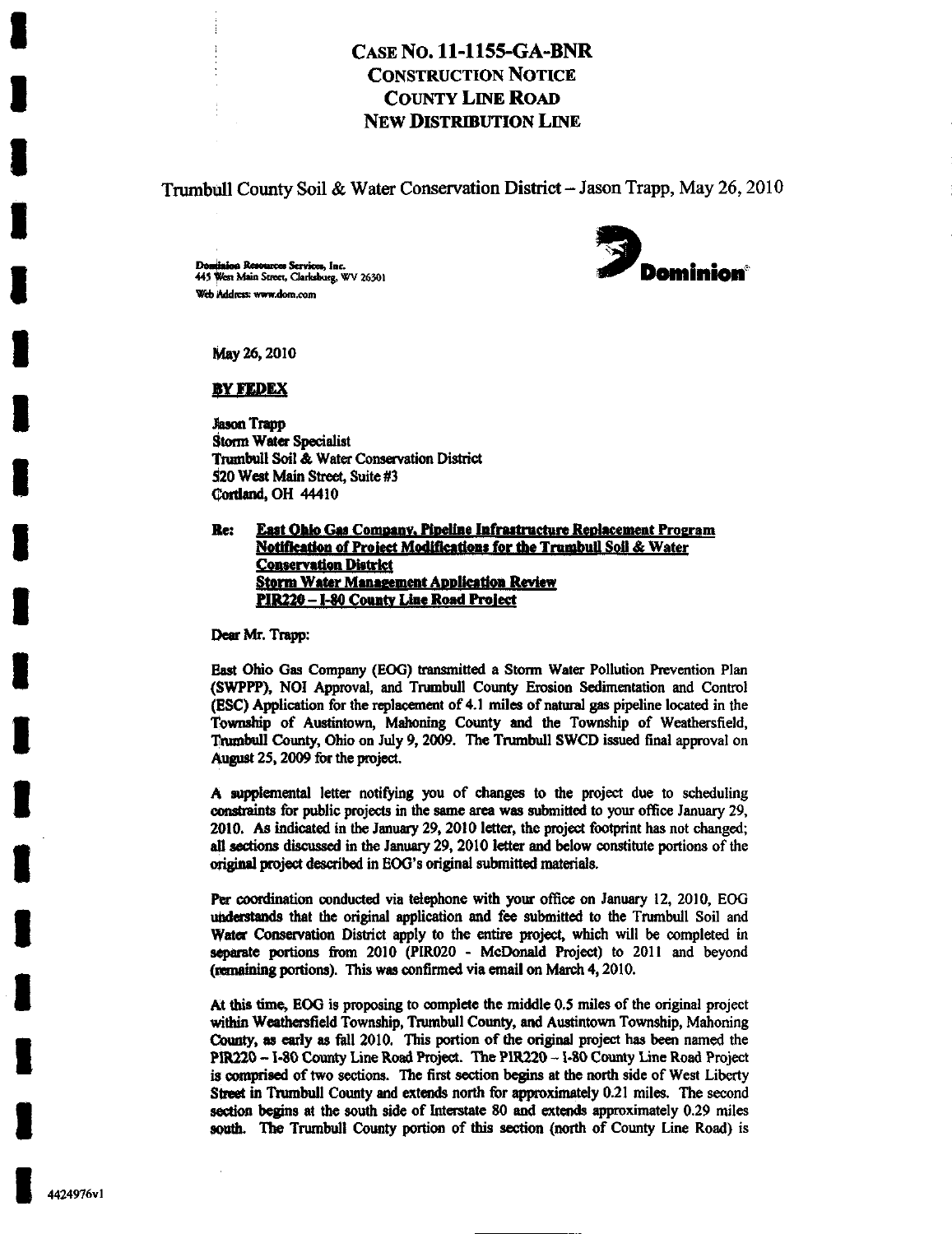# CASE NO. 11-1155-GA-BNR
## CONSTRUCTION NOTICE
## COUNTY LINE ROAD
## NEW DISTRIBUTION LINE

Trumbull County Soil & Water Conservation District – Jason Trapp, May 26, 2010

Dominion Resources Services, Inc.
445 West Main Street, Clarksburg, WV 26301
Web Address: www.dom.com

Dominion

May 26, 2010

**BY FEDEX**

Jason Trapp
Storm Water Specialist
Trumbull Soil & Water Conservation District
520 West Main Street, Suite #3
Cortland, OH 44410

Re: **East Ohio Gas Company, Pipeline Infrastructure Replacement Program**
**Notification of Project Modifications for the Trumbull Soil & Water Conservation District**
**Storm Water Management Application Review**
**PIR220 – I-80 County Line Road Project**

Dear Mr. Trapp:

East Ohio Gas Company (EOG) transmitted a Storm Water Pollution Prevention Plan (SWPPP), NOI Approval, and Trumbull County Erosion Sedimentation and Control (ESC) Application for the replacement of 4.1 miles of natural gas pipeline located in the Township of Austintown, Mahoning County and the Township of Weathersfield, Trumbull County, Ohio on July 9, 2009. The Trumbull SWCD issued final approval on August 25, 2009 for the project.

A supplemental letter notifying you of changes to the project due to scheduling constraints for public projects in the same area was submitted to your office January 29, 2010. As indicated in the January 29, 2010 letter, the project footprint has not changed; all sections discussed in the January 29, 2010 letter and below constitute portions of the original project described in EOG's original submitted materials.

Per coordination conducted via telephone with your office on January 12, 2010, EOG understands that the original application and fee submitted to the Trumbull Soil and Water Conservation District apply to the entire project, which will be completed in separate portions from 2010 (PIR020 - McDonald Project) to 2011 and beyond (remaining portions). This was confirmed via email on March 4, 2010.

At this time, EOG is proposing to complete the middle 0.5 miles of the original project within Weathersfield Township, Trumbull County, and Austintown Township, Mahoning County, as early as fall 2010. This portion of the original project has been named the PIR220 – I-80 County Line Road Project. The PIR220 – I-80 County Line Road Project is comprised of two sections. The first section begins at the north side of West Liberty Street in Trumbull County and extends north for approximately 0.21 miles. The second section begins at the south side of Interstate 80 and extends approximately 0.29 miles south. The Trumbull County portion of this section (north of County Line Road) is

4424976v1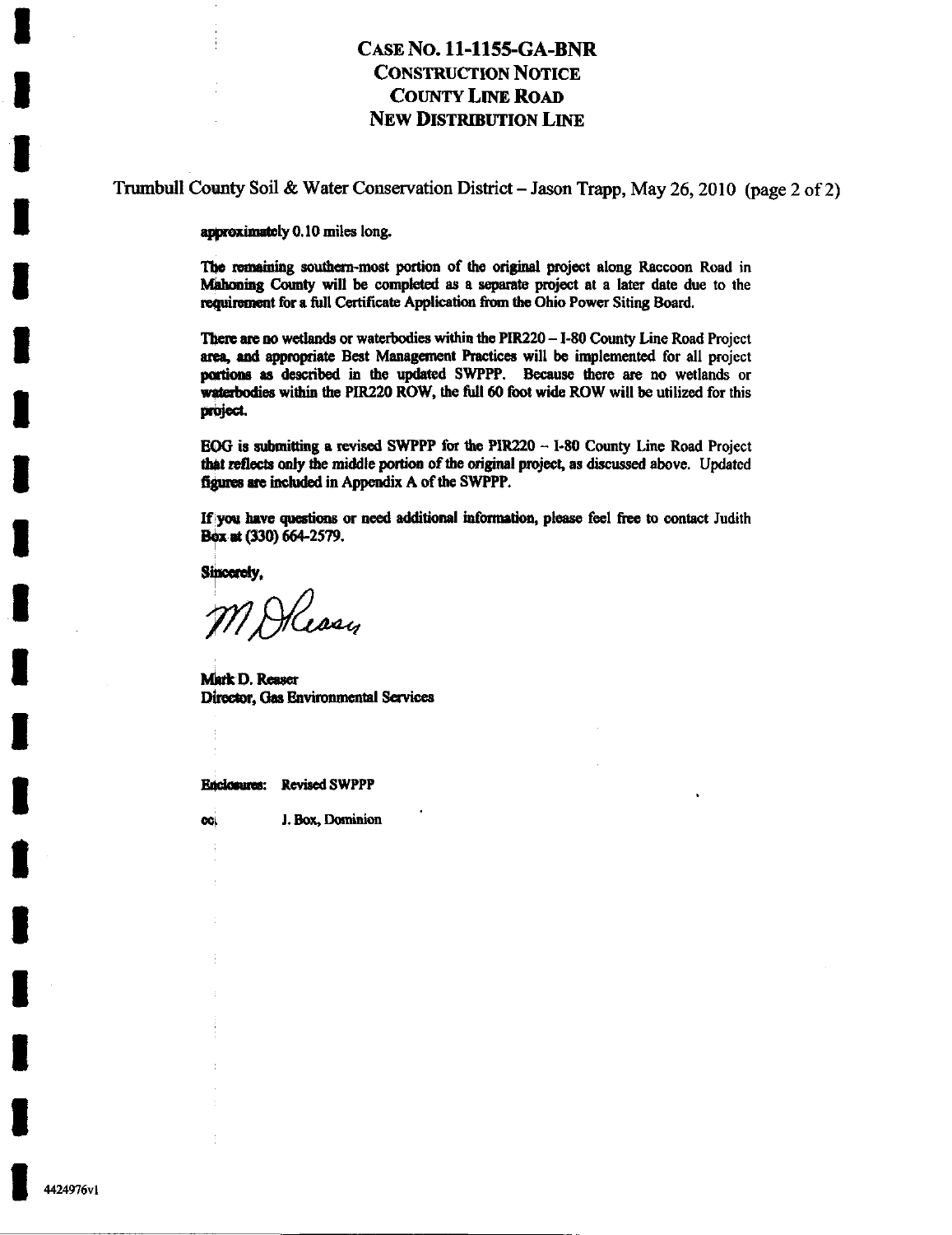# Case No. 11-1155-GA-BNR
# Construction Notice
# County Line Road
# New Distribution Line

Trumbull County Soil & Water Conservation District – Jason Trapp, May 26, 2010 (page 2 of 2)

approximately 0.10 miles long.

The remaining southern-most portion of the original project along Raccoon Road in Mahoning County will be completed as a separate project at a later date due to the requirement for a full Certificate Application from the Ohio Power Siting Board.

There are no wetlands or waterbodies within the PIR220 – I-80 County Line Road Project area, and appropriate Best Management Practices will be implemented for all project portions as described in the updated SWPPP. Because there are no wetlands or waterbodies within the PIR220 ROW, the full 60 foot wide ROW will be utilized for this project.

EOG is submitting a revised SWPPP for the PIR220 – I-80 County Line Road Project that reflects only the middle portion of the original project, as discussed above. Updated figures are included in Appendix A of the SWPPP.

If you have questions or need additional information, please feel free to contact Judith Box at (330) 664-2579.

Sincerely,

M D Reaser

Mark D. Reaser
Director, Gas Environmental Services

Enclosures: Revised SWPPP

cc: J. Box, Dominion

4424976v1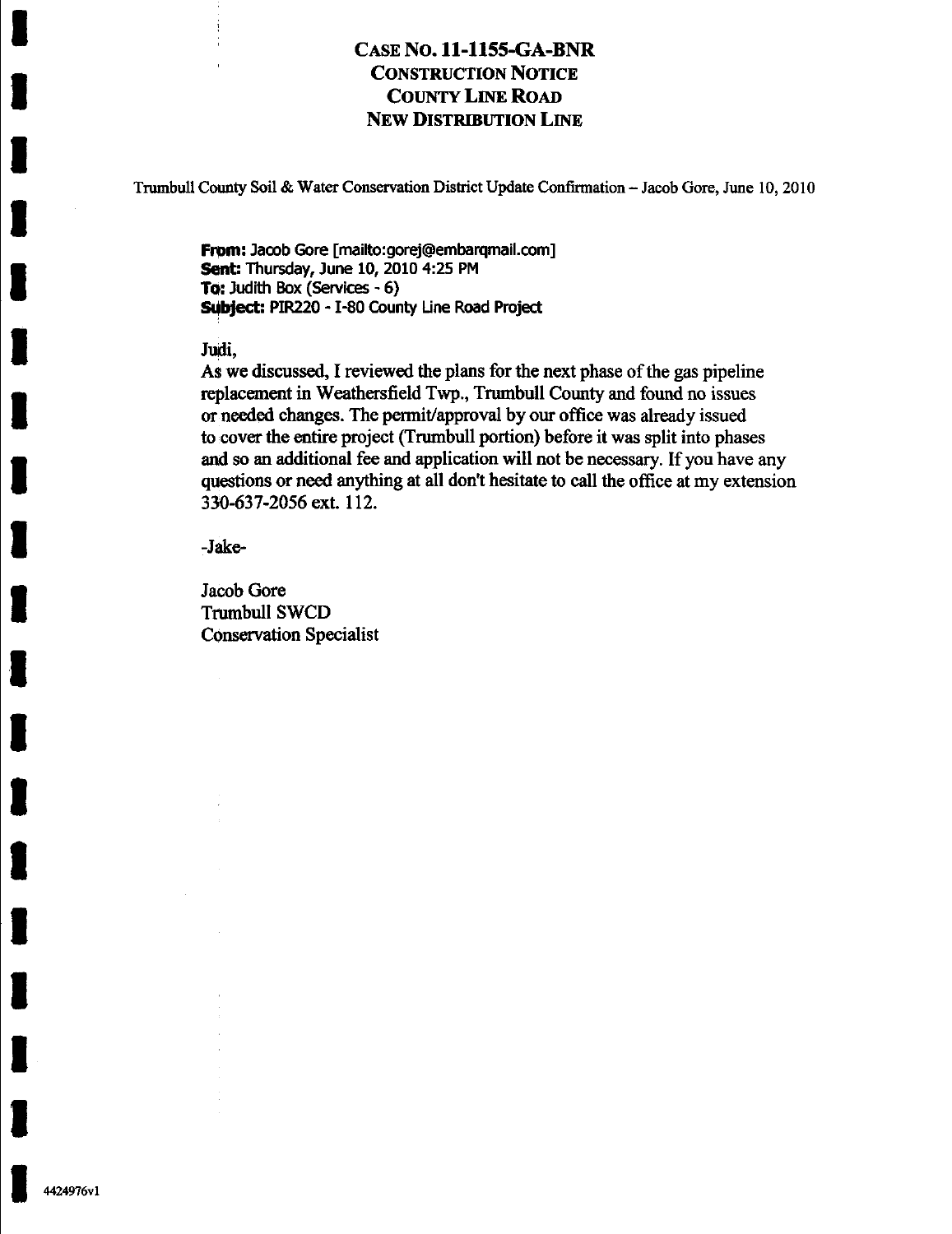# Case No. 11-1155-GA-BNR
## Construction Notice
## County Line Road
## New Distribution Line

Trumbull County Soil & Water Conservation District Update Confirmation – Jacob Gore, June 10, 2010

**From:** Jacob Gore [mailto:gorej@embarqmail.com]
**Sent:** Thursday, June 10, 2010 4:25 PM
**To:** Judith Box (Services - 6)
**Subject:** PIR220 - I-80 County Line Road Project

Judi,

As we discussed, I reviewed the plans for the next phase of the gas pipeline replacement in Weathersfield Twp., Trumbull County and found no issues or needed changes. The permit/approval by our office was already issued to cover the entire project (Trumbull portion) before it was split into phases and so an additional fee and application will not be necessary. If you have any questions or need anything at all don't hesitate to call the office at my extension 330-637-2056 ext. 112.

-Jake-

Jacob Gore
Trumbull SWCD
Conservation Specialist

4424976v1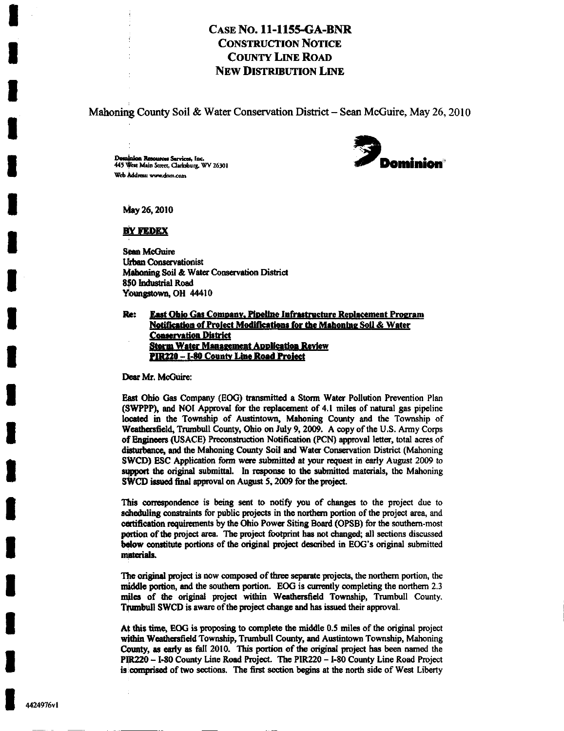# CASE NO. 11-1155-GA-BNR
# CONSTRUCTION NOTICE
# COUNTY LINE ROAD
# NEW DISTRIBUTION LINE

Mahoning County Soil & Water Conservation District – Sean McGuire, May 26, 2010

Dominion Resources Services, Inc.
445 West Main Street, Clarksburg, WV 26301
Web Address: www.dom.com

Dominion

May 26, 2010

**BY FEDEX**

Sean McGuire
Urban Conservationist
Mahoning Soil & Water Conservation District
850 Industrial Road
Youngstown, OH 44410

Re: **East Ohio Gas Company, Pipeline Infrastructure Replacement Program**
**Notification of Project Modifications for the Mahoning Soil & Water Conservation District**
**Storm Water Management Application Review**
**PIR220 – I-80 County Line Road Project**

Dear Mr. McGuire:

East Ohio Gas Company (EOG) transmitted a Storm Water Pollution Prevention Plan (SWPPP), and NOI Approval for the replacement of 4.1 miles of natural gas pipeline located in the Township of Austintown, Mahoning County and the Township of Weathersfield, Trumbull County, Ohio on July 9, 2009. A copy of the U.S. Army Corps of Engineers (USACE) Preconstruction Notification (PCN) approval letter, total acres of disturbance, and the Mahoning County Soil and Water Conservation District (Mahoning SWCD) ESC Application form were submitted at your request in early August 2009 to support the original submittal. In response to the submitted materials, the Mahoning SWCD issued final approval on August 5, 2009 for the project.

This correspondence is being sent to notify you of changes to the project due to scheduling constraints for public projects in the northern portion of the project area, and certification requirements by the Ohio Power Siting Board (OPSB) for the southern-most portion of the project area. The project footprint has not changed; all sections discussed below constitute portions of the original project described in EOG's original submitted materials.

The original project is now composed of three separate projects, the northern portion, the middle portion, and the southern portion. EOG is currently completing the northern 2.3 miles of the original project within Weathersfield Township, Trumbull County. Trumbull SWCD is aware of the project change and has issued their approval.

At this time, EOG is proposing to complete the middle 0.5 miles of the original project within Weathersfield Township, Trumbull County, and Austintown Township, Mahoning County, as early as fall 2010. This portion of the original project has been named the PIR220 – I-80 County Line Road Project. The PIR220 – I-80 County Line Road Project is comprised of two sections. The first section begins at the north side of West Liberty

4424976v1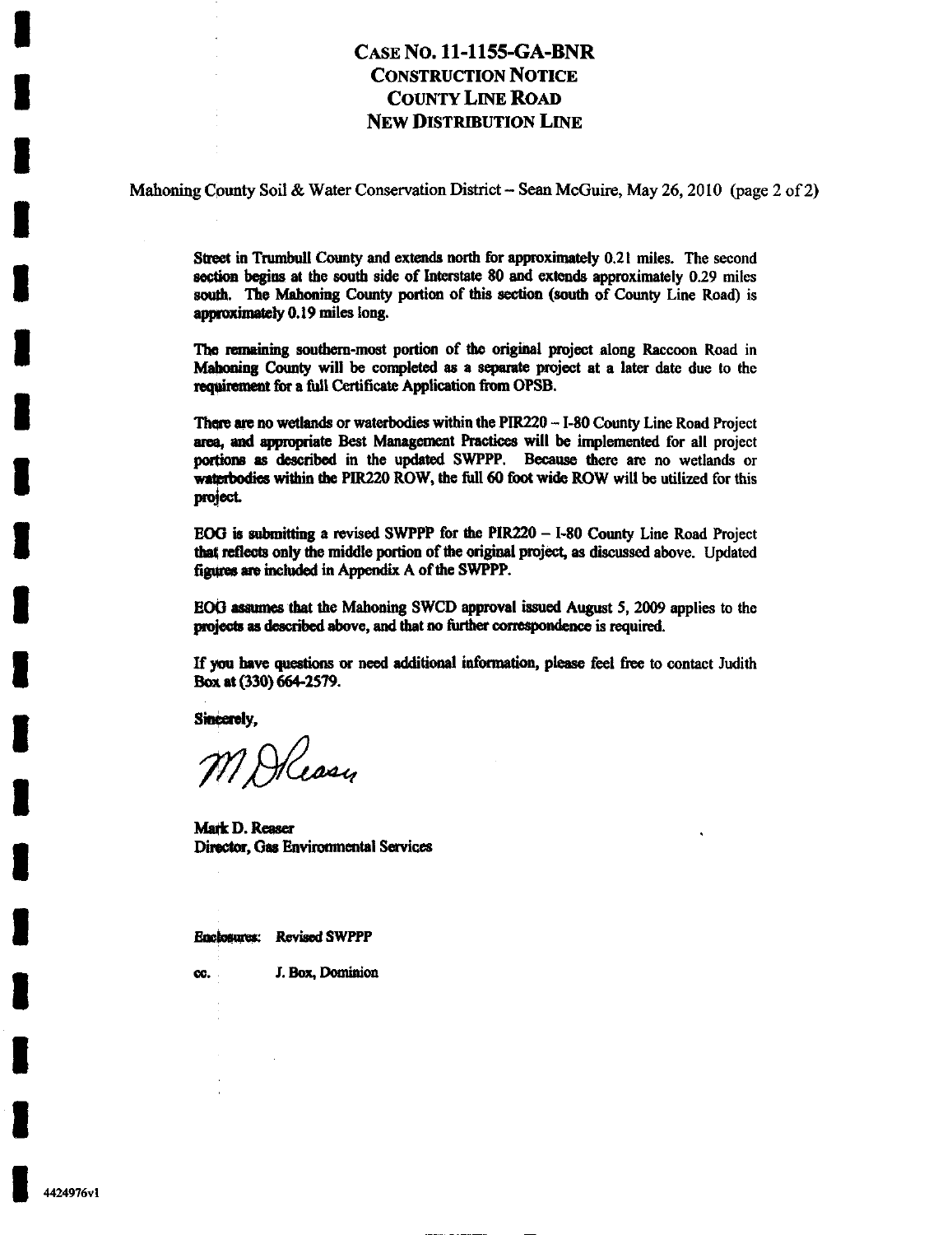**CASE NO. 11-1155-GA-BNR**
**CONSTRUCTION NOTICE**
**COUNTY LINE ROAD**
**NEW DISTRIBUTION LINE**

Mahoning County Soil & Water Conservation District – Sean McGuire, May 26, 2010 (page 2 of 2)

Street in Trumbull County and extends north for approximately 0.21 miles. The second section begins at the south side of Interstate 80 and extends approximately 0.29 miles south. The Mahoning County portion of this section (south of County Line Road) is approximately 0.19 miles long.

The remaining southern-most portion of the original project along Raccoon Road in Mahoning County will be completed as a separate project at a later date due to the requirement for a full Certificate Application from OPSB.

There are no wetlands or waterbodies within the PIR220 – I-80 County Line Road Project area, and appropriate Best Management Practices will be implemented for all project portions as described in the updated SWPPP. Because there are no wetlands or waterbodies within the PIR220 ROW, the full 60 foot wide ROW will be utilized for this project.

EOG is submitting a revised SWPPP for the PIR220 – I-80 County Line Road Project that reflects only the middle portion of the original project, as discussed above. Updated figures are included in Appendix A of the SWPPP.

EOG assumes that the Mahoning SWCD approval issued August 5, 2009 applies to the projects as described above, and that no further correspondence is required.

If you have questions or need additional information, please feel free to contact Judith Box at (330) 664-2579.

Sincerely,

Mark D. Reaser
Director, Gas Environmental Services

Enclosures: Revised SWPPP

cc. J. Box, Dominion

4424976v1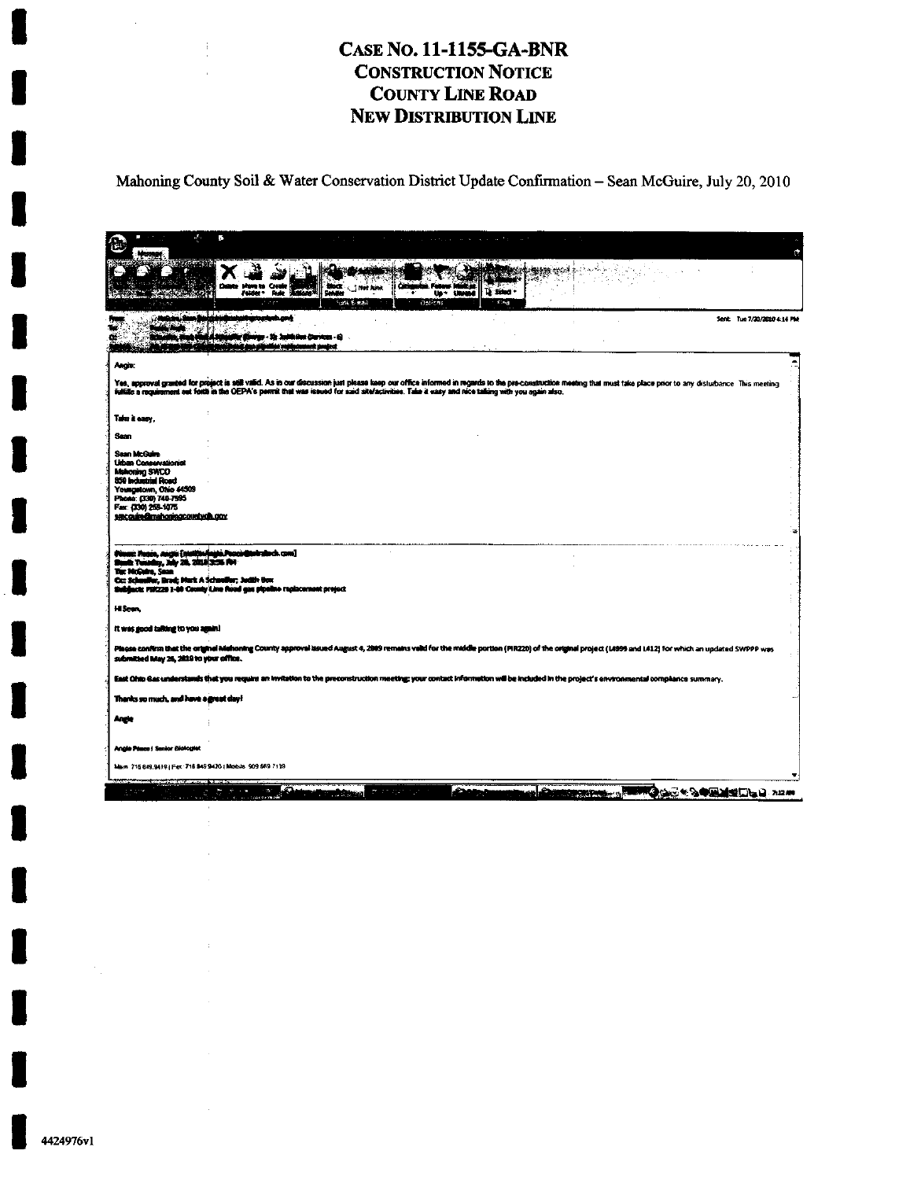# Case No. 11-1155-GA-BNR
# Construction Notice
# County Line Road
# New Distribution Line

Mahoning County Soil & Water Conservation District Update Confirmation – Sean McGuire, July 20, 2010

Sent: Tue 7/20/2010 4:14 PM

Angie:

Yes, approval granted for project is still valid. As in our discussion just please keep our office informed in regards to the pre-construction meeting that must take place prior to any disturbance. This meeting fulfills a requirement set forth in the OEPA's permit that was issued for said site/activities. Take it easy and nice talking with you again also.

Take it easy,

Sean

Sean McGuire
Urban Conservationist
Mahoning SWCD
850 Industrial Road
Youngstown, Ohio 44509
Phone: (330) 740-7995
Fax: (330) 259-1075
smcguire@mahoningcountyoh.gov

---

**From:** Pesce, Angie [mailto:Angie.Pesce@tetratech.com]
**Sent:** Tuesday, July 20, 2010 3:56 PM
**To:** McGuire, Sean
**Cc:** Schneider, Brad; Mark A Schneider; Judith Box
**Subject:** PIR220 I-80 County Line Road gas pipeline replacement project

Hi Sean,

It was good talking to you again!

Please confirm that the original Mahoning County approval issued August 4, 2009 remains valid for the middle portion (PIR220) of the original project (L4999 and L412) for which an updated SWPPP was submitted May 26, 2010 to your office.

East Ohio Gas understands that you require an invitation to the preconstruction meeting; your contact information will be included in the project's environmental compliance summary.

Thanks so much, and have a great day!

Angie

Angie Pesce | Senior Biologist

Main 716 849 9419 | Fax 716 849 9420 | Mobile 909 659 7139

4424976v1